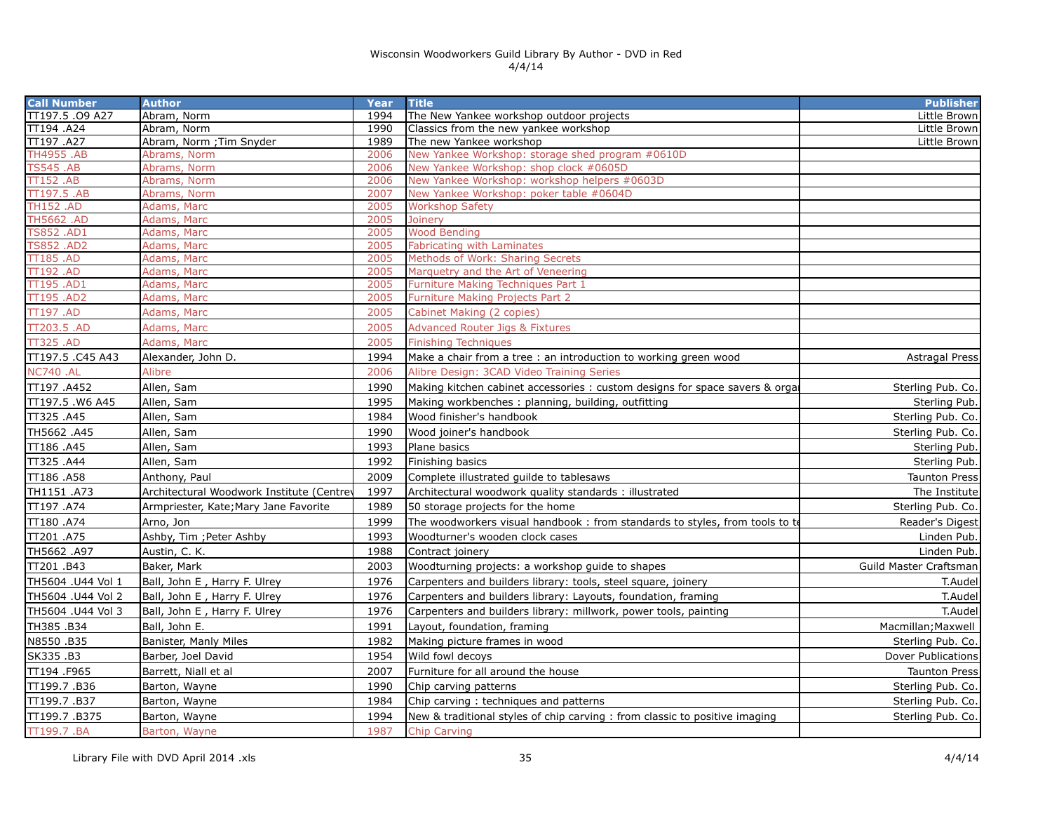Wisconsin Woodworkers Guild Library By Author - DVD in Red
4/4/14

| Call Number | Author | Year | Title | Publisher |
|---|---|---|---|---|
| TT197.5 .O9 A27 | Abram, Norm | 1994 | The New Yankee workshop outdoor projects | Little Brown |
| TT194 .A24 | Abram, Norm | 1990 | Classics from the new yankee workshop | Little Brown |
| TT197 .A27 | Abram, Norm ;Tim Snyder | 1989 | The new Yankee workshop | Little Brown |
| TH4955 .AB | Abrams, Norm | 2006 | New Yankee Workshop: storage shed program #0610D | |
| TS545 .AB | Abrams, Norm | 2006 | New Yankee Workshop: shop clock #0605D | |
| TT152 .AB | Abrams, Norm | 2006 | New Yankee Workshop: workshop helpers #0603D | |
| TT197.5 .AB | Abrams, Norm | 2007 | New Yankee Workshop: poker table #0604D | |
| TH152 .AD | Adams, Marc | 2005 | Workshop Safety | |
| TH5662 .AD | Adams, Marc | 2005 | Joinery | |
| TS852 .AD1 | Adams, Marc | 2005 | Wood Bending | |
| TS852 .AD2 | Adams, Marc | 2005 | Fabricating with Laminates | |
| TT185 .AD | Adams, Marc | 2005 | Methods of Work: Sharing Secrets | |
| TT192 .AD | Adams, Marc | 2005 | Marquetry and the Art of Veneering | |
| TT195 .AD1 | Adams, Marc | 2005 | Furniture Making Techniques Part 1 | |
| TT195 .AD2 | Adams, Marc | 2005 | Furniture Making Projects Part 2 | |
| TT197 .AD | Adams, Marc | 2005 | Cabinet Making (2 copies) | |
| TT203.5 .AD | Adams, Marc | 2005 | Advanced Router Jigs & Fixtures | |
| TT325 .AD | Adams, Marc | 2005 | Finishing Techniques | |
| TT197.5 .C45 A43 | Alexander, John D. | 1994 | Make a chair from a tree : an introduction to working green wood | Astragal Press |
| NC740 .AL | Alibre | 2006 | Alibre Design: 3CAD Video Training Series | |
| TT197 .A452 | Allen, Sam | 1990 | Making kitchen cabinet accessories : custom designs for space savers & orga | Sterling Pub. Co. |
| TT197.5 .W6 A45 | Allen, Sam | 1995 | Making workbenches : planning, building, outfitting | Sterling Pub. |
| TT325 .A45 | Allen, Sam | 1984 | Wood finisher's handbook | Sterling Pub. Co. |
| TH5662 .A45 | Allen, Sam | 1990 | Wood joiner's handbook | Sterling Pub. Co. |
| TT186 .A45 | Allen, Sam | 1993 | Plane basics | Sterling Pub. |
| TT325 .A44 | Allen, Sam | 1992 | Finishing basics | Sterling Pub. |
| TT186 .A58 | Anthony, Paul | 2009 | Complete illustrated guilde to tablesaws | Taunton Press |
| TH1151 .A73 | Architectural Woodwork Institute (Centrev | 1997 | Architectural woodwork quality standards : illustrated | The Institute |
| TT197 .A74 | Armpriester, Kate;Mary Jane Favorite | 1989 | 50 storage projects for the home | Sterling Pub. Co. |
| TT180 .A74 | Arno, Jon | 1999 | The woodworkers visual handbook : from standards to styles, from tools to te | Reader's Digest |
| TT201 .A75 | Ashby, Tim ;Peter Ashby | 1993 | Woodturner's wooden clock cases | Linden Pub. |
| TH5662 .A97 | Austin, C. K. | 1988 | Contract joinery | Linden Pub. |
| TT201 .B43 | Baker, Mark | 2003 | Woodturning projects: a workshop guide to shapes | Guild Master Craftsman |
| TH5604 .U44 Vol 1 | Ball, John E , Harry F. Ulrey | 1976 | Carpenters and builders library: tools, steel square, joinery | T.Audel |
| TH5604 .U44 Vol 2 | Ball, John E , Harry F. Ulrey | 1976 | Carpenters and builders library: Layouts, foundation, framing | T.Audel |
| TH5604 .U44 Vol 3 | Ball, John E , Harry F. Ulrey | 1976 | Carpenters and builders library: millwork, power tools, painting | T.Audel |
| TH385 .B34 | Ball, John E. | 1991 | Layout, foundation, framing | Macmillan;Maxwell |
| N8550 .B35 | Banister, Manly Miles | 1982 | Making picture frames in wood | Sterling Pub. Co. |
| SK335 .B3 | Barber, Joel David | 1954 | Wild fowl decoys | Dover Publications |
| TT194 .F965 | Barrett, Niall et al | 2007 | Furniture for all around the house | Taunton Press |
| TT199.7 .B36 | Barton, Wayne | 1990 | Chip carving patterns | Sterling Pub. Co. |
| TT199.7 .B37 | Barton, Wayne | 1984 | Chip carving : techniques and patterns | Sterling Pub. Co. |
| TT199.7 .B375 | Barton, Wayne | 1994 | New & traditional styles of chip carving : from classic to positive imaging | Sterling Pub. Co. |
| TT199.7 .BA | Barton, Wayne | 1987 | Chip Carving | |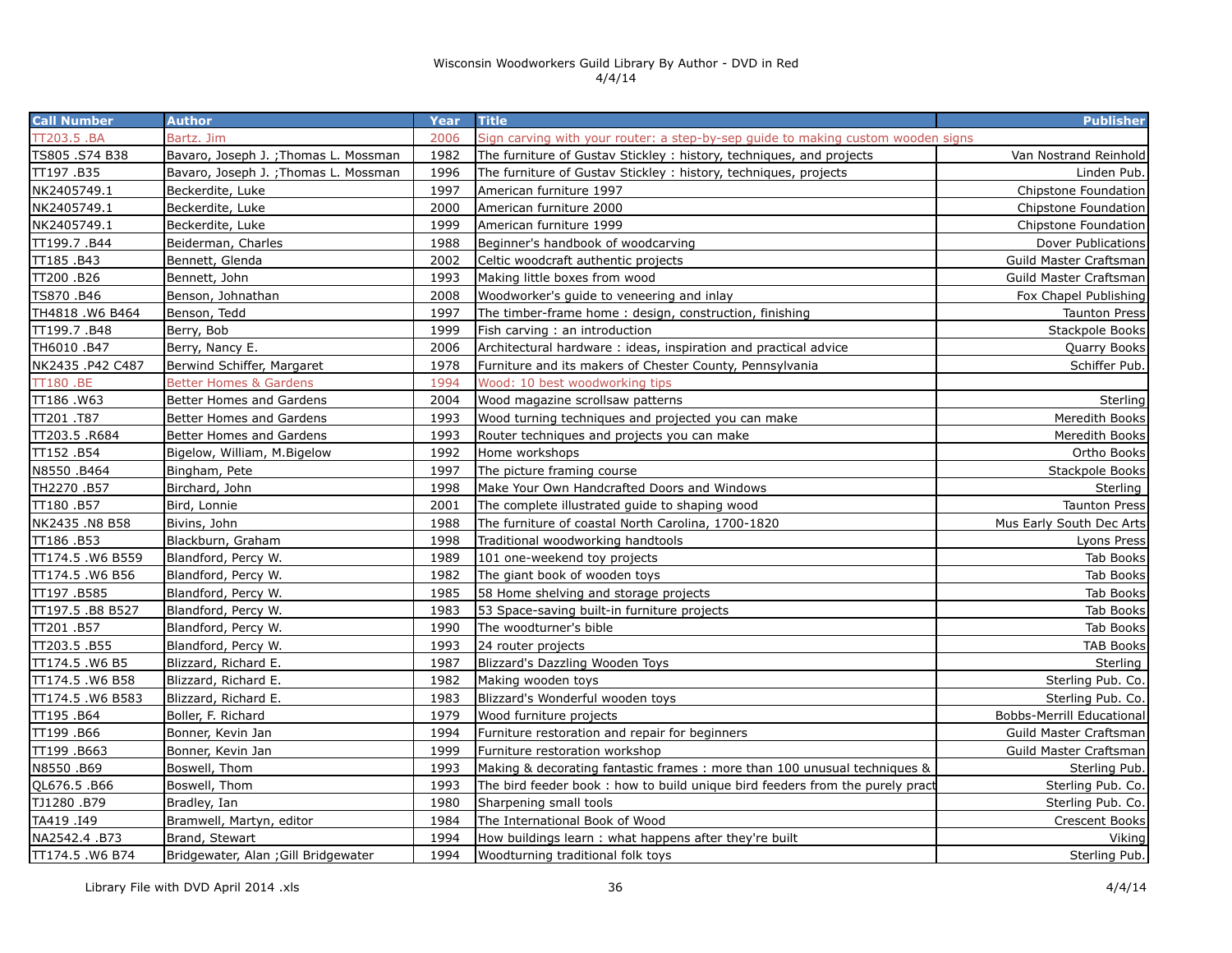Wisconsin Woodworkers Guild Library By Author - DVD in Red
4/4/14

| Call Number | Author | Year | Title | Publisher |
|---|---|---|---|---|
| TT203.5 .BA | Bartz. Jim | 2006 | Sign carving with your router: a step-by-sep guide to making custom wooden signs | |
| TS805 .S74 B38 | Bavaro, Joseph J. ;Thomas L. Mossman | 1982 | The furniture of Gustav Stickley : history, techniques, and projects | Van Nostrand Reinhold |
| TT197 .B35 | Bavaro, Joseph J. ;Thomas L. Mossman | 1996 | The furniture of Gustav Stickley : history, techniques, projects | Linden Pub. |
| NK2405749.1 | Beckerdite, Luke | 1997 | American furniture 1997 | Chipstone Foundation |
| NK2405749.1 | Beckerdite, Luke | 2000 | American furniture 2000 | Chipstone Foundation |
| NK2405749.1 | Beckerdite, Luke | 1999 | American furniture 1999 | Chipstone Foundation |
| TT199.7 .B44 | Beiderman, Charles | 1988 | Beginner's handbook of woodcarving | Dover Publications |
| TT185 .B43 | Bennett, Glenda | 2002 | Celtic woodcraft authentic projects | Guild Master Craftsman |
| TT200 .B26 | Bennett, John | 1993 | Making little boxes from wood | Guild Master Craftsman |
| TS870 .B46 | Benson, Johnathan | 2008 | Woodworker's guide to veneering and inlay | Fox Chapel Publishing |
| TH4818 .W6 B464 | Benson, Tedd | 1997 | The timber-frame home : design, construction, finishing | Taunton Press |
| TT199.7 .B48 | Berry, Bob | 1999 | Fish carving : an introduction | Stackpole Books |
| TH6010 .B47 | Berry, Nancy E. | 2006 | Architectural hardware : ideas, inspiration and practical advice | Quarry Books |
| NK2435 .P42 C487 | Berwind Schiffer, Margaret | 1978 | Furniture and its makers of Chester County, Pennsylvania | Schiffer Pub. |
| TT180 .BE | Better Homes & Gardens | 1994 | Wood: 10 best woodworking tips | |
| TT186 .W63 | Better Homes and Gardens | 2004 | Wood magazine scrollsaw patterns | Sterling |
| TT201 .T87 | Better Homes and Gardens | 1993 | Wood turning techniques and projected you can make | Meredith Books |
| TT203.5 .R684 | Better Homes and Gardens | 1993 | Router techniques and projects you can make | Meredith Books |
| TT152 .B54 | Bigelow, William, M.Bigelow | 1992 | Home workshops | Ortho Books |
| N8550 .B464 | Bingham, Pete | 1997 | The picture framing course | Stackpole Books |
| TH2270 .B57 | Birchard, John | 1998 | Make Your Own Handcrafted Doors and Windows | Sterling |
| TT180 .B57 | Bird, Lonnie | 2001 | The complete illustrated guide to shaping wood | Taunton Press |
| NK2435 .N8 B58 | Bivins, John | 1988 | The furniture of coastal North Carolina, 1700-1820 | Mus Early South Dec Arts |
| TT186 .B53 | Blackburn, Graham | 1998 | Traditional woodworking handtools | Lyons Press |
| TT174.5 .W6 B559 | Blandford, Percy W. | 1989 | 101 one-weekend toy projects | Tab Books |
| TT174.5 .W6 B56 | Blandford, Percy W. | 1982 | The giant book of wooden toys | Tab Books |
| TT197 .B585 | Blandford, Percy W. | 1985 | 58 Home shelving and storage projects | Tab Books |
| TT197.5 .B8 B527 | Blandford, Percy W. | 1983 | 53 Space-saving built-in furniture projects | Tab Books |
| TT201 .B57 | Blandford, Percy W. | 1990 | The woodturner's bible | Tab Books |
| TT203.5 .B55 | Blandford, Percy W. | 1993 | 24 router projects | TAB Books |
| TT174.5 .W6 B5 | Blizzard, Richard E. | 1987 | Blizzard's Dazzling Wooden Toys | Sterling |
| TT174.5 .W6 B58 | Blizzard, Richard E. | 1982 | Making wooden toys | Sterling Pub. Co. |
| TT174.5 .W6 B583 | Blizzard, Richard E. | 1983 | Blizzard's Wonderful wooden toys | Sterling Pub. Co. |
| TT195 .B64 | Boller, F. Richard | 1979 | Wood furniture projects | Bobbs-Merrill Educational |
| TT199 .B66 | Bonner, Kevin Jan | 1994 | Furniture restoration and repair for beginners | Guild Master Craftsman |
| TT199 .B663 | Bonner, Kevin Jan | 1999 | Furniture restoration workshop | Guild Master Craftsman |
| N8550 .B69 | Boswell, Thom | 1993 | Making & decorating fantastic frames : more than 100 unusual techniques & | Sterling Pub. |
| QL676.5 .B66 | Boswell, Thom | 1993 | The bird feeder book : how to build unique bird feeders from the purely pract | Sterling Pub. Co. |
| TJ1280 .B79 | Bradley, Ian | 1980 | Sharpening small tools | Sterling Pub. Co. |
| TA419 .I49 | Bramwell, Martyn, editor | 1984 | The International Book of Wood | Crescent Books |
| NA2542.4 .B73 | Brand, Stewart | 1994 | How buildings learn : what happens after they're built | Viking |
| TT174.5 .W6 B74 | Bridgewater, Alan ;Gill Bridgewater | 1994 | Woodturning traditional folk toys | Sterling Pub. |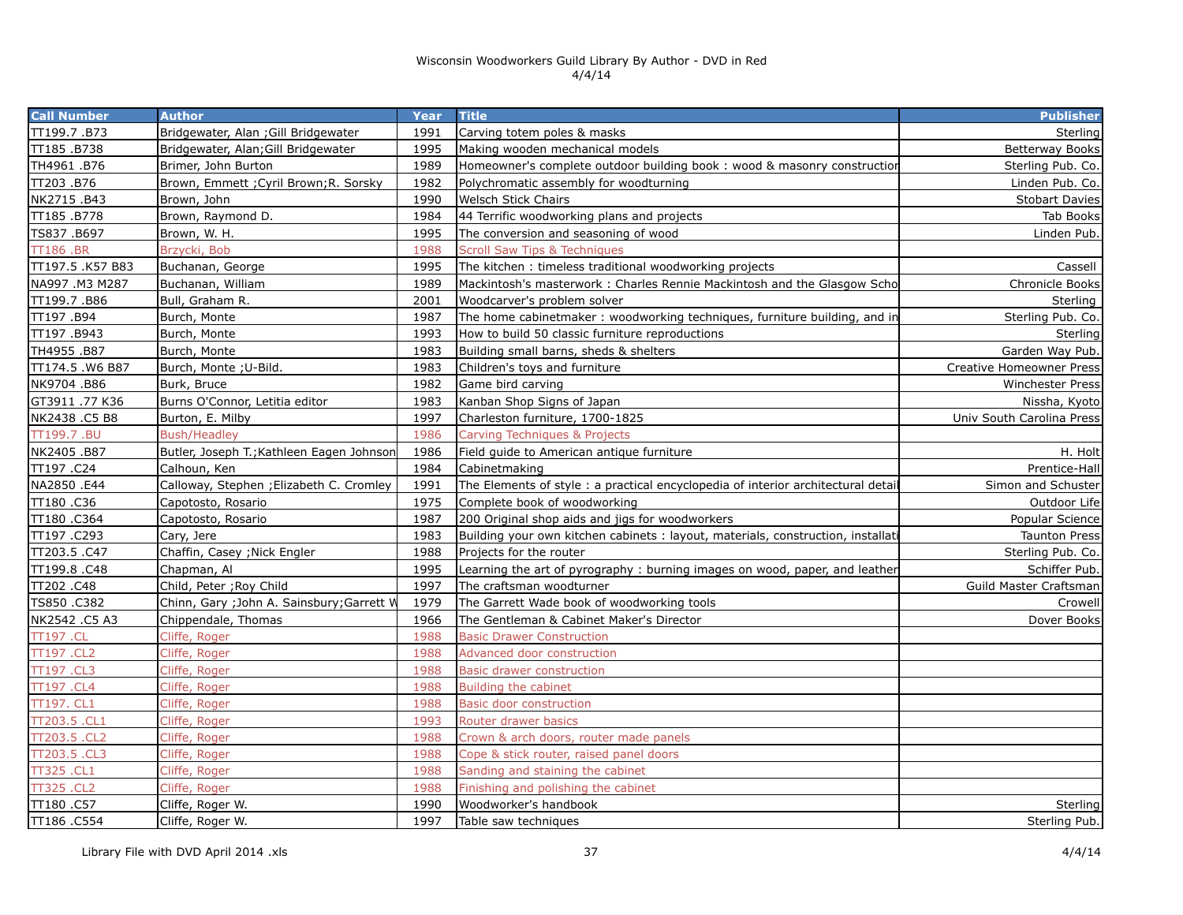# Wisconsin Woodworkers Guild Library By Author - DVD in Red

4/4/14

| Call Number | Author | Year | Title | Publisher |
|---|---|---|---|---|
| TT199.7 .B73 | Bridgewater, Alan ;Gill Bridgewater | 1991 | Carving totem poles & masks | Sterling |
| TT185 .B738 | Bridgewater, Alan;Gill Bridgewater | 1995 | Making wooden mechanical models | Betterway Books |
| TH4961 .B76 | Brimer, John Burton | 1989 | Homeowner's complete outdoor building book : wood & masonry constructior | Sterling Pub. Co. |
| TT203 .B76 | Brown, Emmett ;Cyril Brown;R. Sorsky | 1982 | Polychromatic assembly for woodturning | Linden Pub. Co. |
| NK2715 .B43 | Brown, John | 1990 | Welsch Stick Chairs | Stobart Davies |
| TT185 .B778 | Brown, Raymond D. | 1984 | 44 Terrific woodworking plans and projects | Tab Books |
| TS837 .B697 | Brown, W. H. | 1995 | The conversion and seasoning of wood | Linden Pub. |
| TT186 .BR | Brzycki, Bob | 1988 | Scroll Saw Tips & Techniques | |
| TT197.5 .K57 B83 | Buchanan, George | 1995 | The kitchen : timeless traditional woodworking projects | Cassell |
| NA997 .M3 M287 | Buchanan, William | 1989 | Mackintosh's masterwork : Charles Rennie Mackintosh and the Glasgow Scho | Chronicle Books |
| TT199.7 .B86 | Bull, Graham R. | 2001 | Woodcarver's problem solver | Sterling |
| TT197 .B94 | Burch, Monte | 1987 | The home cabinetmaker : woodworking techniques, furniture building, and in | Sterling Pub. Co. |
| TT197 .B943 | Burch, Monte | 1993 | How to build 50 classic furniture reproductions | Sterling |
| TH4955 .B87 | Burch, Monte | 1983 | Building small barns, sheds & shelters | Garden Way Pub. |
| TT174.5 .W6 B87 | Burch, Monte ;U-Bild. | 1983 | Children's toys and furniture | Creative Homeowner Press |
| NK9704 .B86 | Burk, Bruce | 1982 | Game bird carving | Winchester Press |
| GT3911 .77 K36 | Burns O'Connor, Letitia editor | 1983 | Kanban Shop Signs of Japan | Nissha, Kyoto |
| NK2438 .C5 B8 | Burton, E. Milby | 1997 | Charleston furniture, 1700-1825 | Univ South Carolina Press |
| TT199.7 .BU | Bush/Headley | 1986 | Carving Techniques & Projects | |
| NK2405 .B87 | Butler, Joseph T.;Kathleen Eagen Johnson | 1986 | Field guide to American antique furniture | H. Holt |
| TT197 .C24 | Calhoun, Ken | 1984 | Cabinetmaking | Prentice-Hall |
| NA2850 .E44 | Calloway, Stephen ;Elizabeth C. Cromley | 1991 | The Elements of style : a practical encyclopedia of interior architectural detail | Simon and Schuster |
| TT180 .C36 | Capotosto, Rosario | 1975 | Complete book of woodworking | Outdoor Life |
| TT180 .C364 | Capotosto, Rosario | 1987 | 200 Original shop aids and jigs for woodworkers | Popular Science |
| TT197 .C293 | Cary, Jere | 1983 | Building your own kitchen cabinets : layout, materials, construction, installati | Taunton Press |
| TT203.5 .C47 | Chaffin, Casey ;Nick Engler | 1988 | Projects for the router | Sterling Pub. Co. |
| TT199.8 .C48 | Chapman, Al | 1995 | Learning the art of pyrography : burning images on wood, paper, and leather | Schiffer Pub. |
| TT202 .C48 | Child, Peter ;Roy Child | 1997 | The craftsman woodturner | Guild Master Craftsman |
| TS850 .C382 | Chinn, Gary ;John A. Sainsbury;Garrett W | 1979 | The Garrett Wade book of woodworking tools | Crowell |
| NK2542 .C5 A3 | Chippendale, Thomas | 1966 | The Gentleman & Cabinet Maker's Director | Dover Books |
| TT197 .CL | Cliffe, Roger | 1988 | Basic Drawer Construction | |
| TT197 .CL2 | Cliffe, Roger | 1988 | Advanced door construction | |
| TT197 .CL3 | Cliffe, Roger | 1988 | Basic drawer construction | |
| TT197 .CL4 | Cliffe, Roger | 1988 | Building the cabinet | |
| TT197. CL1 | Cliffe, Roger | 1988 | Basic door construction | |
| TT203.5 .CL1 | Cliffe, Roger | 1993 | Router drawer basics | |
| TT203.5 .CL2 | Cliffe, Roger | 1988 | Crown & arch doors, router made panels | |
| TT203.5 .CL3 | Cliffe, Roger | 1988 | Cope & stick router, raised panel doors | |
| TT325 .CL1 | Cliffe, Roger | 1988 | Sanding and staining the cabinet | |
| TT325 .CL2 | Cliffe, Roger | 1988 | Finishing and polishing the cabinet | |
| TT180 .C57 | Cliffe, Roger W. | 1990 | Woodworker's handbook | Sterling |
| TT186 .C554 | Cliffe, Roger W. | 1997 | Table saw techniques | Sterling Pub. |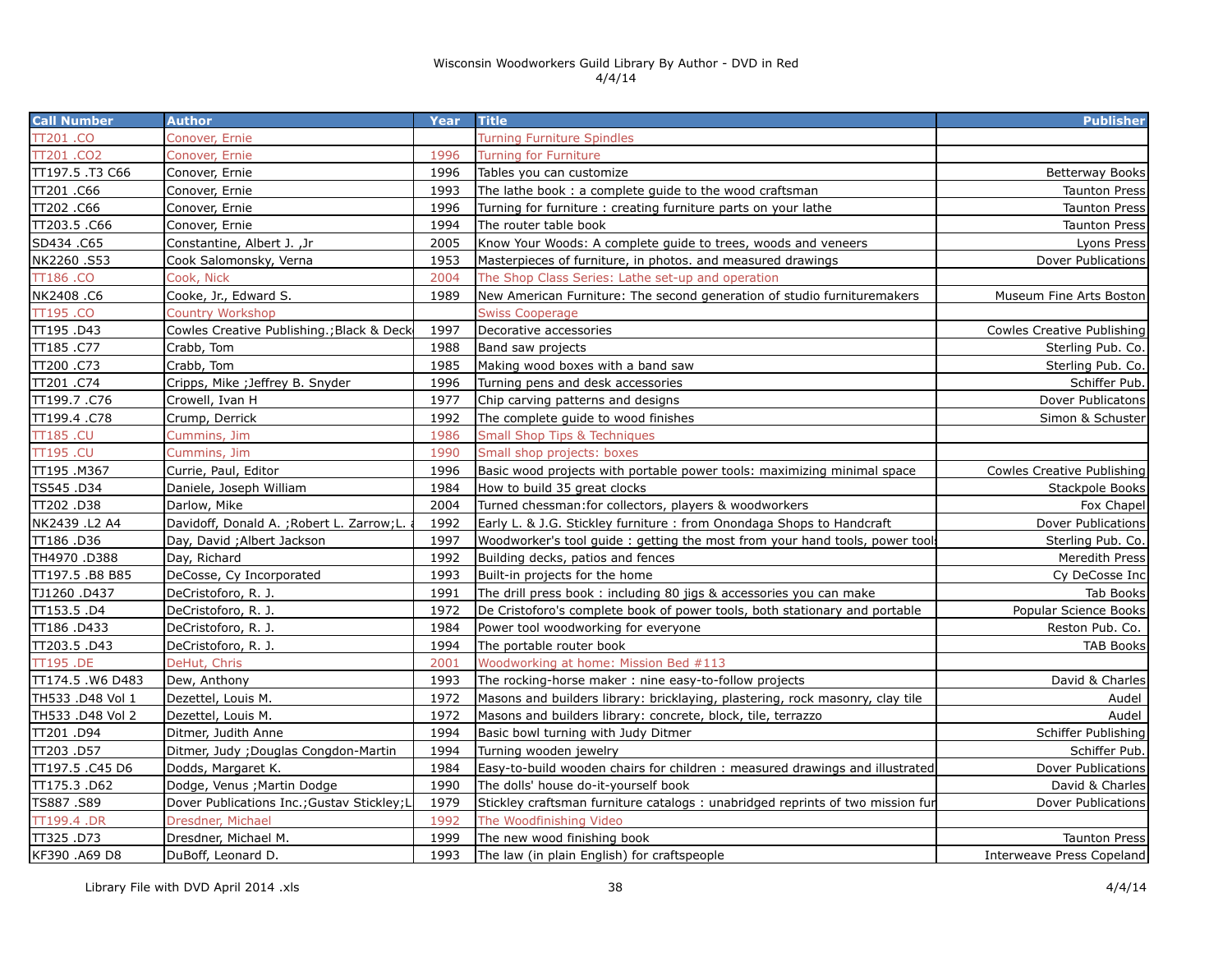Wisconsin Woodworkers Guild Library By Author - DVD in Red
4/4/14

| Call Number | Author | Year | Title | Publisher |
|---|---|---|---|---|
| TT201 .CO | Conover, Ernie | | Turning Furniture Spindles | |
| TT201 .CO2 | Conover, Ernie | 1996 | Turning for Furniture | |
| TT197.5 .T3 C66 | Conover, Ernie | 1996 | Tables you can customize | Betterway Books |
| TT201 .C66 | Conover, Ernie | 1993 | The lathe book : a complete guide to the wood craftsman | Taunton Press |
| TT202 .C66 | Conover, Ernie | 1996 | Turning for furniture : creating furniture parts on your lathe | Taunton Press |
| TT203.5 .C66 | Conover, Ernie | 1994 | The router table book | Taunton Press |
| SD434 .C65 | Constantine, Albert J. ,Jr | 2005 | Know Your Woods: A complete guide to trees, woods and veneers | Lyons Press |
| NK2260 .S53 | Cook Salomonsky, Verna | 1953 | Masterpieces of furniture, in photos. and measured drawings | Dover Publications |
| TT186 .CO | Cook, Nick | 2004 | The Shop Class Series: Lathe set-up and operation | |
| NK2408 .C6 | Cooke, Jr., Edward S. | 1989 | New American Furniture: The second generation of studio furnituremakers | Museum Fine Arts Boston |
| TT195 .CO | Country Workshop | | Swiss Cooperage | |
| TT195 .D43 | Cowles Creative Publishing.;Black & Deck | 1997 | Decorative accessories | Cowles Creative Publishing |
| TT185 .C77 | Crabb, Tom | 1988 | Band saw projects | Sterling Pub. Co. |
| TT200 .C73 | Crabb, Tom | 1985 | Making wood boxes with a band saw | Sterling Pub. Co. |
| TT201 .C74 | Cripps, Mike ;Jeffrey B. Snyder | 1996 | Turning pens and desk accessories | Schiffer Pub. |
| TT199.7 .C76 | Crowell, Ivan H | 1977 | Chip carving patterns and designs | Dover Publicatons |
| TT199.4 .C78 | Crump, Derrick | 1992 | The complete guide to wood finishes | Simon & Schuster |
| TT185 .CU | Cummins, Jim | 1986 | Small Shop Tips & Techniques | |
| TT195 .CU | Cummins, Jim | 1990 | Small shop projects: boxes | |
| TT195 .M367 | Currie, Paul, Editor | 1996 | Basic wood projects with portable power tools: maximizing minimal space | Cowles Creative Publishing |
| TS545 .D34 | Daniele, Joseph William | 1984 | How to build 35 great clocks | Stackpole Books |
| TT202 .D38 | Darlow, Mike | 2004 | Turned chessman:for collectors, players & woodworkers | Fox Chapel |
| NK2439 .L2 A4 | Davidoff, Donald A. ;Robert L. Zarrow;L. | 1992 | Early L. & J.G. Stickley furniture : from Onondaga Shops to Handcraft | Dover Publications |
| TT186 .D36 | Day, David ;Albert Jackson | 1997 | Woodworker's tool guide : getting the most from your hand tools, power tool | Sterling Pub. Co. |
| TH4970 .D388 | Day, Richard | 1992 | Building decks, patios and fences | Meredith Press |
| TT197.5 .B8 B85 | DeCosse, Cy Incorporated | 1993 | Built-in projects for the home | Cy DeCosse Inc |
| TJ1260 .D437 | DeCristoforo, R. J. | 1991 | The drill press book : including 80 jigs & accessories you can make | Tab Books |
| TT153.5 .D4 | DeCristoforo, R. J. | 1972 | De Cristoforo's complete book of power tools, both stationary and portable | Popular Science Books |
| TT186 .D433 | DeCristoforo, R. J. | 1984 | Power tool woodworking for everyone | Reston Pub. Co. |
| TT203.5 .D43 | DeCristoforo, R. J. | 1994 | The portable router book | TAB Books |
| TT195 .DE | DeHut, Chris | 2001 | Woodworking at home: Mission Bed #113 | |
| TT174.5 .W6 D483 | Dew, Anthony | 1993 | The rocking-horse maker : nine easy-to-follow projects | David & Charles |
| TH533 .D48 Vol 1 | Dezettel, Louis M. | 1972 | Masons and builders library: bricklaying, plastering, rock masonry, clay tile | Audel |
| TH533 .D48 Vol 2 | Dezettel, Louis M. | 1972 | Masons and builders library: concrete, block, tile, terrazzo | Audel |
| TT201 .D94 | Ditmer, Judith Anne | 1994 | Basic bowl turning with Judy Ditmer | Schiffer Publishing |
| TT203 .D57 | Ditmer, Judy ;Douglas Congdon-Martin | 1994 | Turning wooden jewelry | Schiffer Pub. |
| TT197.5 .C45 D6 | Dodds, Margaret K. | 1984 | Easy-to-build wooden chairs for children : measured drawings and illustrated | Dover Publications |
| TT175.3 .D62 | Dodge, Venus ;Martin Dodge | 1990 | The dolls' house do-it-yourself book | David & Charles |
| TS887 .S89 | Dover Publications Inc.;Gustav Stickley;L | 1979 | Stickley craftsman furniture catalogs : unabridged reprints of two mission fur | Dover Publications |
| TT199.4 .DR | Dresdner, Michael | 1992 | The Woodfinishing Video | |
| TT325 .D73 | Dresdner, Michael M. | 1999 | The new wood finishing book | Taunton Press |
| KF390 .A69 D8 | DuBoff, Leonard D. | 1993 | The law (in plain English) for craftspeople | Interweave Press Copeland |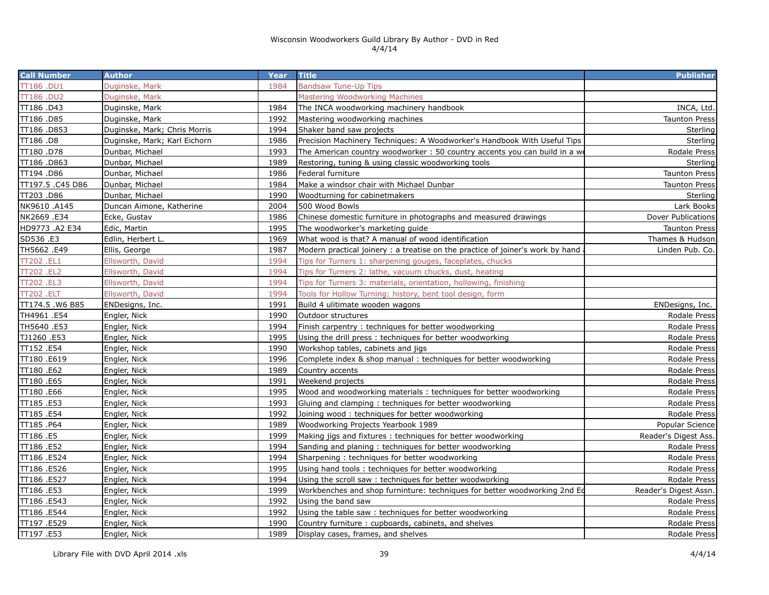Wisconsin Woodworkers Guild Library By Author - DVD in Red
4/4/14

| Call Number | Author | Year | Title | Publisher |
|---|---|---|---|---|
| TT186 .DU1 | Duginske, Mark | 1984 | Bandsaw Tune-Up Tips | |
| TT186 .DU2 | Duginske, Mark | | Mastering Woodworking Machines | |
| TT186 .D43 | Duginske, Mark | 1984 | The INCA woodworking machinery handbook | INCA, Ltd. |
| TT186 .D85 | Duginske, Mark | 1992 | Mastering woodworking machines | Taunton Press |
| TT186 .D853 | Duginske, Mark; Chris Morris | 1994 | Shaker band saw projects | Sterling |
| TT186 .D8 | Duginske, Mark; Karl Eichorn | 1986 | Precision Machinery Techniques: A Woodworker's Handbook With Useful Tips | Sterling |
| TT180 .D78 | Dunbar, Michael | 1993 | The American country woodworker : 50 country accents you can build in a we | Rodale Press |
| TT186 .D863 | Dunbar, Michael | 1989 | Restoring, tuning & using classic woodworking tools | Sterling |
| TT194 .D86 | Dunbar, Michael | 1986 | Federal furniture | Taunton Press |
| TT197.5 .C45 D86 | Dunbar, Michael | 1984 | Make a windsor chair with Michael Dunbar | Taunton Press |
| TT203 .D86 | Dunbar, Michael | 1990 | Woodturning for cabinetmakers | Sterling |
| NK9610 .A145 | Duncan Aimone, Katherine | 2004 | 500 Wood Bowls | Lark Books |
| NK2669 .E34 | Ecke, Gustav | 1986 | Chinese domestic furniture in photographs and measured drawings | Dover Publications |
| HD9773 .A2 E34 | Edic, Martin | 1995 | The woodworker's marketing guide | Taunton Press |
| SD536 .E3 | Edlin, Herbert L. | 1969 | What wood is that? A manual of wood identification | Thames & Hudson |
| TH5662 .E49 | Ellis, George | 1987 | Modern practical joinery : a treatise on the practice of joiner's work by hand a | Linden Pub. Co. |
| TT202 .EL1 | Ellsworth, David | 1994 | Tips for Turners 1: sharpening gouges, faceplates, chucks | |
| TT202 .EL2 | Ellsworth, David | 1994 | Tips for Turners 2: lathe, vacuum chucks, dust, heating | |
| TT202 .EL3 | Ellsworth, David | 1994 | Tips for Turners 3: materials, orientation, hollowing, finishing | |
| TT202 .ELT | Ellsworth, David | 1994 | Tools for Hollow Turning: history, bent tool design, form | |
| TT174.5 .W6 B85 | ENDesigns, Inc. | 1991 | Build 4 ulitimate wooden wagons | ENDesigns, Inc. |
| TH4961 .E54 | Engler, Nick | 1990 | Outdoor structures | Rodale Press |
| TH5640 .E53 | Engler, Nick | 1994 | Finish carpentry : techniques for better woodworking | Rodale Press |
| TJ1260 .E53 | Engler, Nick | 1995 | Using the drill press : techniques for better woodworking | Rodale Press |
| TT152 .E54 | Engler, Nick | 1990 | Workshop tables, cabinets and jigs | Rodale Press |
| TT180 .E619 | Engler, Nick | 1996 | Complete index & shop manual : techniques for better woodworking | Rodale Press |
| TT180 .E62 | Engler, Nick | 1989 | Country accents | Rodale Press |
| TT180 .E65 | Engler, Nick | 1991 | Weekend projects | Rodale Press |
| TT180 .E66 | Engler, Nick | 1995 | Wood and woodworking materials : techniques for better woodworking | Rodale Press |
| TT185 .E53 | Engler, Nick | 1993 | Gluing and clamping : techniques for better woodworking | Rodale Press |
| TT185 .E54 | Engler, Nick | 1992 | Joining wood : techniques for better woodworking | Rodale Press |
| TT185 .P64 | Engler, Nick | 1989 | Woodworking Projects Yearbook 1989 | Popular Science |
| TT186 .E5 | Engler, Nick | 1999 | Making jigs and fixtures : techniques for better woodworking | Reader's Digest Ass. |
| TT186 .E52 | Engler, Nick | 1994 | Sanding and planing : techniques for better woodworking | Rodale Press |
| TT186 .E524 | Engler, Nick | 1994 | Sharpening : techniques for better woodworking | Rodale Press |
| TT186 .E526 | Engler, Nick | 1995 | Using hand tools : techniques for better woodworking | Rodale Press |
| TT186 .E527 | Engler, Nick | 1994 | Using the scroll saw : techniques for better woodworking | Rodale Press |
| TT186 .E53 | Engler, Nick | 1999 | Workbenches and shop furninture: techniques for better woodworking 2nd Ed | Reader's Digest Assn. |
| TT186 .E543 | Engler, Nick | 1992 | Using the band saw | Rodale Press |
| TT186 .E544 | Engler, Nick | 1992 | Using the table saw : techniques for better woodworking | Rodale Press |
| TT197 .E529 | Engler, Nick | 1990 | Country furniture : cupboards, cabinets, and shelves | Rodale Press |
| TT197 .E53 | Engler, Nick | 1989 | Display cases, frames, and shelves | Rodale Press |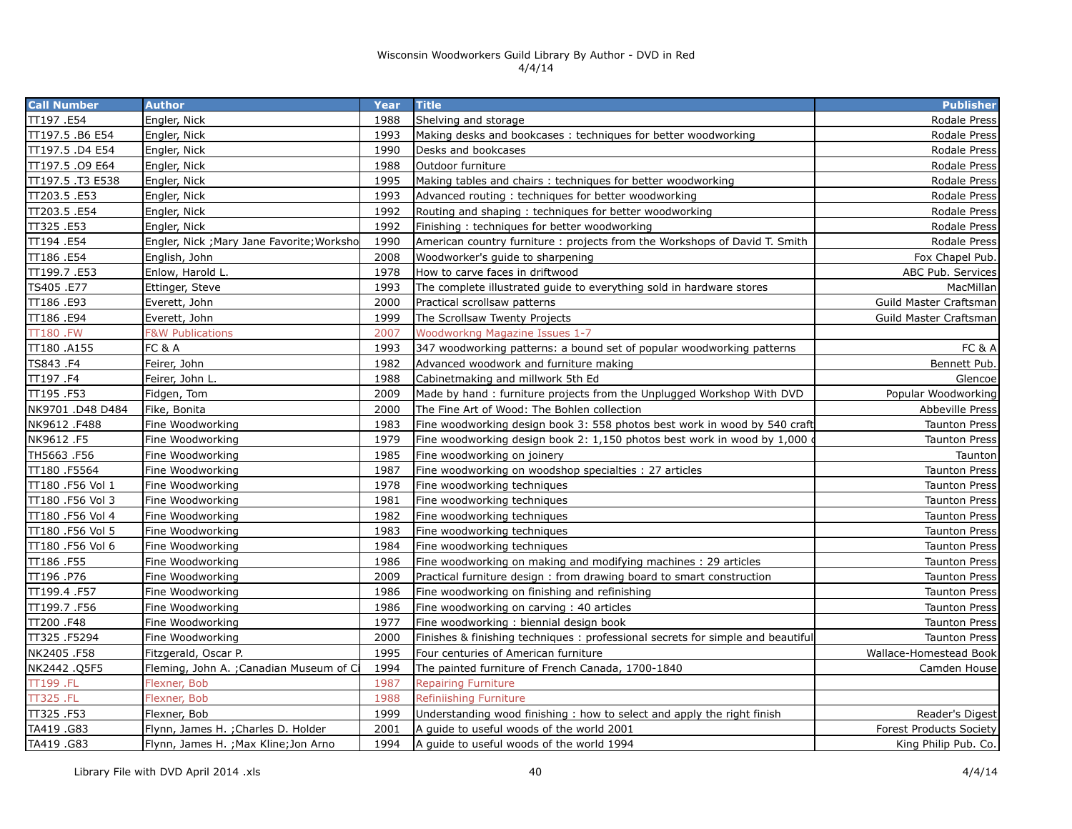Wisconsin Woodworkers Guild Library By Author - DVD in Red
4/4/14

| Call Number | Author | Year | Title | Publisher |
|---|---|---|---|---|
| TT197 .E54 | Engler, Nick | 1988 | Shelving and storage | Rodale Press |
| TT197.5 .B6 E54 | Engler, Nick | 1993 | Making desks and bookcases : techniques for better woodworking | Rodale Press |
| TT197.5 .D4 E54 | Engler, Nick | 1990 | Desks and bookcases | Rodale Press |
| TT197.5 .O9 E64 | Engler, Nick | 1988 | Outdoor furniture | Rodale Press |
| TT197.5 .T3 E538 | Engler, Nick | 1995 | Making tables and chairs : techniques for better woodworking | Rodale Press |
| TT203.5 .E53 | Engler, Nick | 1993 | Advanced routing : techniques for better woodworking | Rodale Press |
| TT203.5 .E54 | Engler, Nick | 1992 | Routing and shaping : techniques for better woodworking | Rodale Press |
| TT325 .E53 | Engler, Nick | 1992 | Finishing : techniques for better woodworking | Rodale Press |
| TT194 .E54 | Engler, Nick ;Mary Jane Favorite;Worksho | 1990 | American country furniture : projects from the Workshops of David T. Smith | Rodale Press |
| TT186 .E54 | English, John | 2008 | Woodworker's guide to sharpening | Fox Chapel Pub. |
| TT199.7 .E53 | Enlow, Harold L. | 1978 | How to carve faces in driftwood | ABC Pub. Services |
| TS405 .E77 | Ettinger, Steve | 1993 | The complete illustrated guide to everything sold in hardware stores | MacMillan |
| TT186 .E93 | Everett, John | 2000 | Practical scrollsaw patterns | Guild Master Craftsman |
| TT186 .E94 | Everett, John | 1999 | The Scrollsaw Twenty Projects | Guild Master Craftsman |
| TT180 .FW | F&W Publications | 2007 | Woodworkng Magazine Issues 1-7 | |
| TT180 .A155 | FC & A | 1993 | 347 woodworking patterns: a bound set of popular woodworking patterns | FC & A |
| TS843 .F4 | Feirer, John | 1982 | Advanced woodwork and furniture making | Bennett Pub. |
| TT197 .F4 | Feirer, John L. | 1988 | Cabinetmaking and millwork 5th Ed | Glencoe |
| TT195 .F53 | Fidgen, Tom | 2009 | Made by hand : furniture projects from the Unplugged Workshop With DVD | Popular Woodworking |
| NK9701 .D48 D484 | Fike, Bonita | 2000 | The Fine Art of Wood: The Bohlen collection | Abbeville Press |
| NK9612 .F488 | Fine Woodworking | 1983 | Fine woodworking design book 3: 558 photos best work in wood by 540 craft | Taunton Press |
| NK9612 .F5 | Fine Woodworking | 1979 | Fine woodworking design book 2: 1,150 photos best work in wood by 1,000 c | Taunton Press |
| TH5663 .F56 | Fine Woodworking | 1985 | Fine woodworking on joinery | Taunton |
| TT180 .F5564 | Fine Woodworking | 1987 | Fine woodworking on woodshop specialties : 27 articles | Taunton Press |
| TT180 .F56 Vol 1 | Fine Woodworking | 1978 | Fine woodworking techniques | Taunton Press |
| TT180 .F56 Vol 3 | Fine Woodworking | 1981 | Fine woodworking techniques | Taunton Press |
| TT180 .F56 Vol 4 | Fine Woodworking | 1982 | Fine woodworking techniques | Taunton Press |
| TT180 .F56 Vol 5 | Fine Woodworking | 1983 | Fine woodworking techniques | Taunton Press |
| TT180 .F56 Vol 6 | Fine Woodworking | 1984 | Fine woodworking techniques | Taunton Press |
| TT186 .F55 | Fine Woodworking | 1986 | Fine woodworking on making and modifying machines : 29 articles | Taunton Press |
| TT196 .P76 | Fine Woodworking | 2009 | Practical furniture design : from drawing board to smart construction | Taunton Press |
| TT199.4 .F57 | Fine Woodworking | 1986 | Fine woodworking on finishing and refinishing | Taunton Press |
| TT199.7 .F56 | Fine Woodworking | 1986 | Fine woodworking on carving : 40 articles | Taunton Press |
| TT200 .F48 | Fine Woodworking | 1977 | Fine woodworking : biennial design book | Taunton Press |
| TT325 .F5294 | Fine Woodworking | 2000 | Finishes & finishing techniques : professional secrets for simple and beautiful | Taunton Press |
| NK2405 .F58 | Fitzgerald, Oscar P. | 1995 | Four centuries of American furniture | Wallace-Homestead Book |
| NK2442 .Q5F5 | Fleming, John A. ;Canadian Museum of Ci | 1994 | The painted furniture of French Canada, 1700-1840 | Camden House |
| TT199 .FL | Flexner, Bob | 1987 | Repairing Furniture | |
| TT325 .FL | Flexner, Bob | 1988 | Refiniishing Furniture | |
| TT325 .F53 | Flexner, Bob | 1999 | Understanding wood finishing : how to select and apply the right finish | Reader's Digest |
| TA419 .G83 | Flynn, James H. ;Charles D. Holder | 2001 | A guide to useful woods of the world 2001 | Forest Products Society |
| TA419 .G83 | Flynn, James H. ;Max Kline;Jon Arno | 1994 | A guide to useful woods of the world 1994 | King Philip Pub. Co. |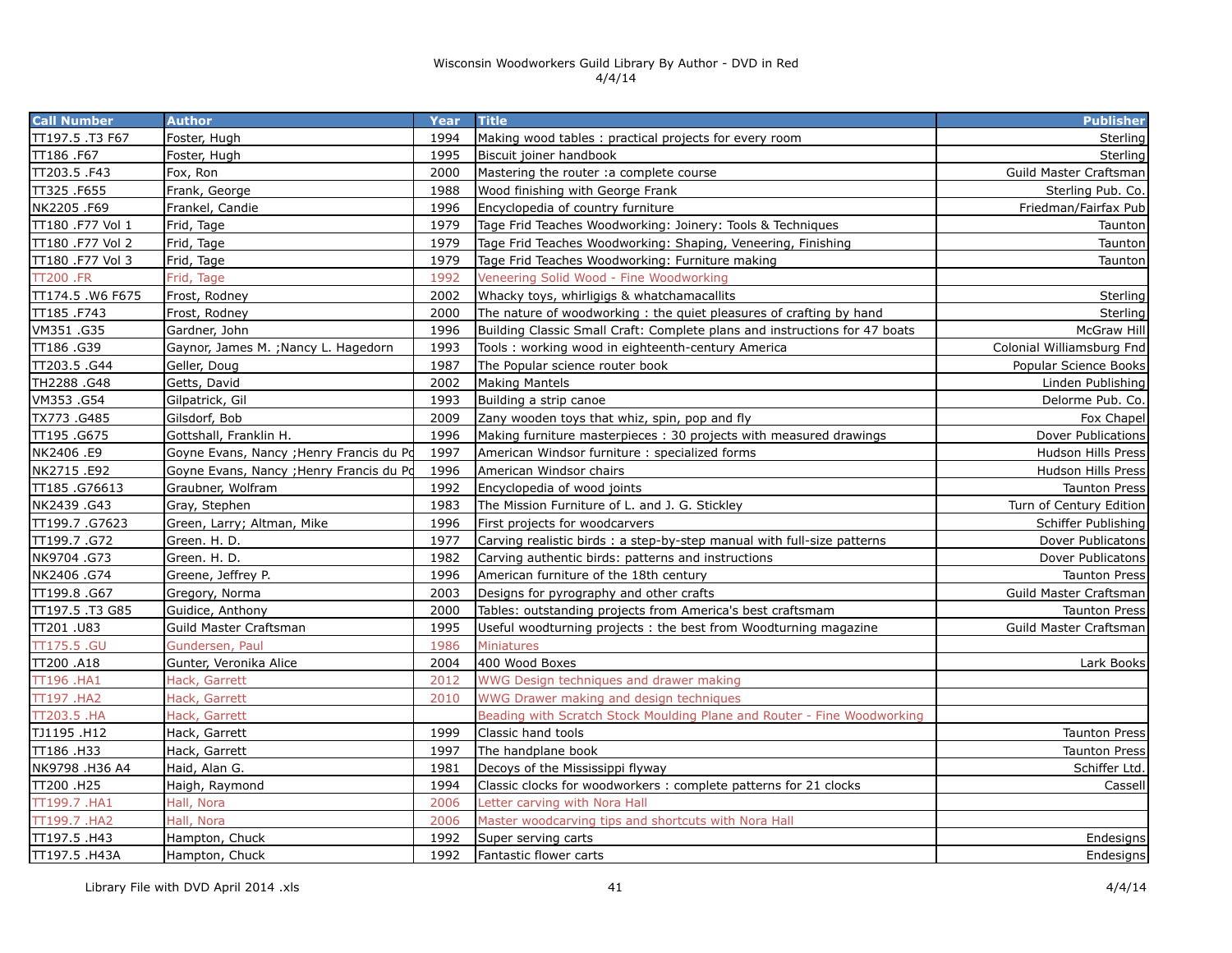Wisconsin Woodworkers Guild Library By Author - DVD in Red
4/4/14

| Call Number | Author | Year | Title | Publisher |
|---|---|---|---|---|
| TT197.5 .T3 F67 | Foster, Hugh | 1994 | Making wood tables : practical projects for every room | Sterling |
| TT186 .F67 | Foster, Hugh | 1995 | Biscuit joiner handbook | Sterling |
| TT203.5 .F43 | Fox, Ron | 2000 | Mastering the router :a complete course | Guild Master Craftsman |
| TT325 .F655 | Frank, George | 1988 | Wood finishing with George Frank | Sterling Pub. Co. |
| NK2205 .F69 | Frankel, Candie | 1996 | Encyclopedia of country furniture | Friedman/Fairfax Pub |
| TT180 .F77 Vol 1 | Frid, Tage | 1979 | Tage Frid Teaches Woodworking: Joinery: Tools & Techniques | Taunton |
| TT180 .F77 Vol 2 | Frid, Tage | 1979 | Tage Frid Teaches Woodworking: Shaping, Veneering, Finishing | Taunton |
| TT180 .F77 Vol 3 | Frid, Tage | 1979 | Tage Frid Teaches Woodworking: Furniture making | Taunton |
| TT200 .FR | Frid, Tage | 1992 | Veneering Solid Wood - Fine Woodworking | |
| TT174.5 .W6 F675 | Frost, Rodney | 2002 | Whacky toys, whirligigs & whatchamacallits | Sterling |
| TT185 .F743 | Frost, Rodney | 2000 | The nature of woodworking : the quiet pleasures of crafting by hand | Sterling |
| VM351 .G35 | Gardner, John | 1996 | Building Classic Small Craft: Complete plans and instructions for 47 boats | McGraw Hill |
| TT186 .G39 | Gaynor, James M. ;Nancy L. Hagedorn | 1993 | Tools : working wood in eighteenth-century America | Colonial Williamsburg Fnd |
| TT203.5 .G44 | Geller, Doug | 1987 | The Popular science router book | Popular Science Books |
| TH2288 .G48 | Getts, David | 2002 | Making Mantels | Linden Publishing |
| VM353 .G54 | Gilpatrick, Gil | 1993 | Building a strip canoe | Delorme Pub. Co. |
| TX773 .G485 | Gilsdorf, Bob | 2009 | Zany wooden toys that whiz, spin, pop and fly | Fox Chapel |
| TT195 .G675 | Gottshall, Franklin H. | 1996 | Making furniture masterpieces : 30 projects with measured drawings | Dover Publications |
| NK2406 .E9 | Goyne Evans, Nancy ;Henry Francis du Po | 1997 | American Windsor furniture : specialized forms | Hudson Hills Press |
| NK2715 .E92 | Goyne Evans, Nancy ;Henry Francis du Po | 1996 | American Windsor chairs | Hudson Hills Press |
| TT185 .G76613 | Graubner, Wolfram | 1992 | Encyclopedia of wood joints | Taunton Press |
| NK2439 .G43 | Gray, Stephen | 1983 | The Mission Furniture of L. and J. G. Stickley | Turn of Century Edition |
| TT199.7 .G7623 | Green, Larry; Altman, Mike | 1996 | First projects for woodcarvers | Schiffer Publishing |
| TT199.7 .G72 | Green. H. D. | 1977 | Carving realistic birds : a step-by-step manual with full-size patterns | Dover Publicatons |
| NK9704 .G73 | Green. H. D. | 1982 | Carving authentic birds: patterns and instructions | Dover Publicatons |
| NK2406 .G74 | Greene, Jeffrey P. | 1996 | American furniture of the 18th century | Taunton Press |
| TT199.8 .G67 | Gregory, Norma | 2003 | Designs for pyrography and other crafts | Guild Master Craftsman |
| TT197.5 .T3 G85 | Guidice, Anthony | 2000 | Tables: outstanding projects from America's best craftsmam | Taunton Press |
| TT201 .U83 | Guild Master Craftsman | 1995 | Useful woodturning projects : the best from Woodturning magazine | Guild Master Craftsman |
| TT175.5 .GU | Gundersen, Paul | 1986 | Miniatures | |
| TT200 .A18 | Gunter, Veronika Alice | 2004 | 400 Wood Boxes | Lark Books |
| TT196 .HA1 | Hack, Garrett | 2012 | WWG Design techniques and drawer making | |
| TT197 .HA2 | Hack, Garrett | 2010 | WWG Drawer making and design techniques | |
| TT203.5 .HA | Hack, Garrett | | Beading with Scratch Stock Moulding Plane and Router - Fine Woodworking | |
| TJ1195 .H12 | Hack, Garrett | 1999 | Classic hand tools | Taunton Press |
| TT186 .H33 | Hack, Garrett | 1997 | The handplane book | Taunton Press |
| NK9798 .H36 A4 | Haid, Alan G. | 1981 | Decoys of the Mississippi flyway | Schiffer Ltd. |
| TT200 .H25 | Haigh, Raymond | 1994 | Classic clocks for woodworkers : complete patterns for 21 clocks | Cassell |
| TT199.7 .HA1 | Hall, Nora | 2006 | Letter carving with Nora Hall | |
| TT199.7 .HA2 | Hall, Nora | 2006 | Master woodcarving tips and shortcuts with Nora Hall | |
| TT197.5 .H43 | Hampton, Chuck | 1992 | Super serving carts | Endesigns |
| TT197.5 .H43A | Hampton, Chuck | 1992 | Fantastic flower carts | Endesigns |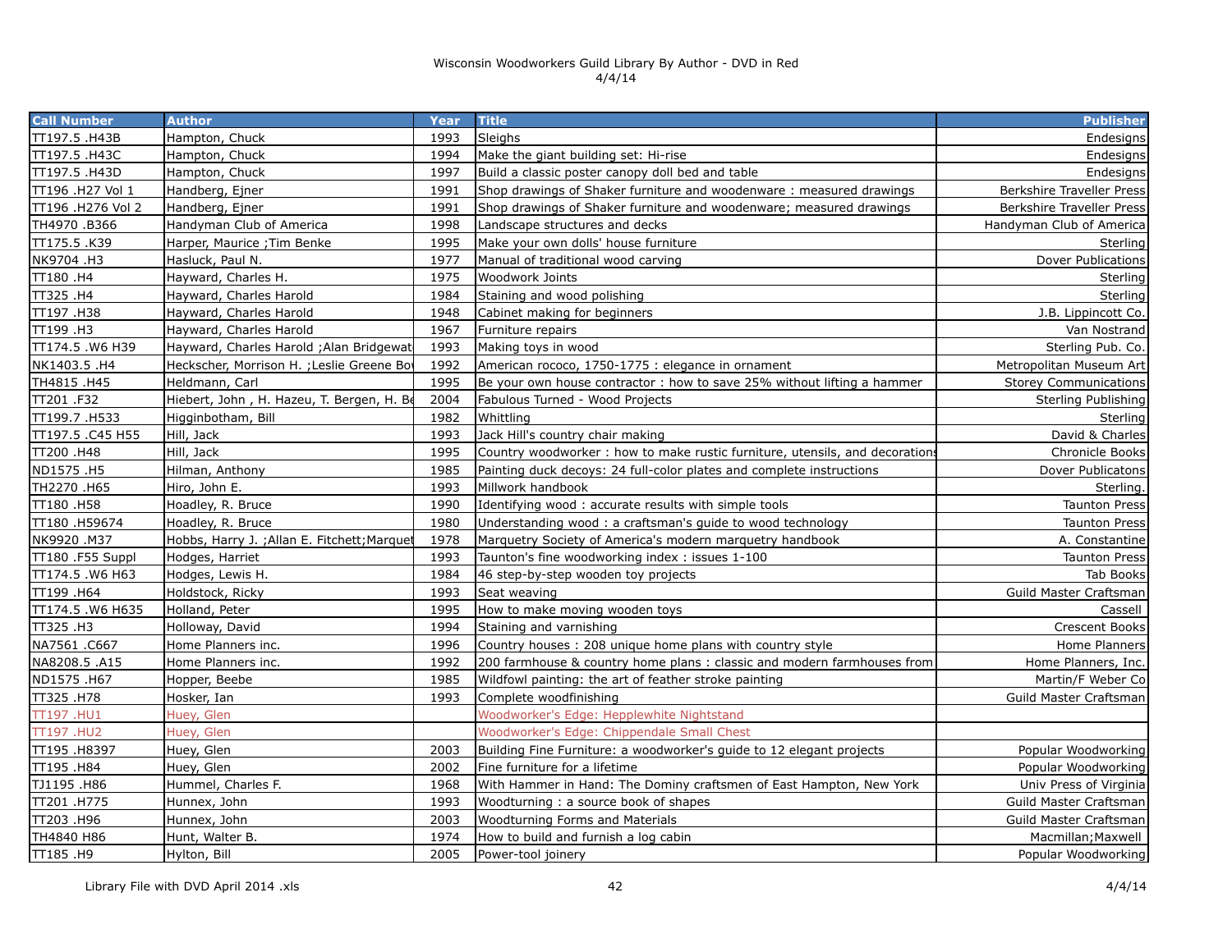# Wisconsin Woodworkers Guild Library By Author - DVD in Red

4/4/14

| Call Number | Author | Year | Title | Publisher |
|---|---|---|---|---|
| TT197.5 .H43B | Hampton, Chuck | 1993 | Sleighs | Endesigns |
| TT197.5 .H43C | Hampton, Chuck | 1994 | Make the giant building set: Hi-rise | Endesigns |
| TT197.5 .H43D | Hampton, Chuck | 1997 | Build a classic poster canopy doll bed and table | Endesigns |
| TT196 .H27 Vol 1 | Handberg, Ejner | 1991 | Shop drawings of Shaker furniture and woodenware : measured drawings | Berkshire Traveller Press |
| TT196 .H276 Vol 2 | Handberg, Ejner | 1991 | Shop drawings of Shaker furniture and woodenware; measured drawings | Berkshire Traveller Press |
| TH4970 .B366 | Handyman Club of America | 1998 | Landscape structures and decks | Handyman Club of America |
| TT175.5 .K39 | Harper, Maurice ;Tim Benke | 1995 | Make your own dolls' house furniture | Sterling |
| NK9704 .H3 | Hasluck, Paul N. | 1977 | Manual of traditional wood carving | Dover Publications |
| TT180 .H4 | Hayward, Charles H. | 1975 | Woodwork Joints | Sterling |
| TT325 .H4 | Hayward, Charles Harold | 1984 | Staining and wood polishing | Sterling |
| TT197 .H38 | Hayward, Charles Harold | 1948 | Cabinet making for beginners | J.B. Lippincott Co. |
| TT199 .H3 | Hayward, Charles Harold | 1967 | Furniture repairs | Van Nostrand |
| TT174.5 .W6 H39 | Hayward, Charles Harold ;Alan Bridgewat | 1993 | Making toys in wood | Sterling Pub. Co. |
| NK1403.5 .H4 | Heckscher, Morrison H. ;Leslie Greene Bo | 1992 | American rococo, 1750-1775 : elegance in ornament | Metropolitan Museum Art |
| TH4815 .H45 | Heldmann, Carl | 1995 | Be your own house contractor : how to save 25% without lifting a hammer | Storey Communications |
| TT201 .F32 | Hiebert, John , H. Hazeu, T. Bergen, H. Be | 2004 | Fabulous Turned - Wood Projects | Sterling Publishing |
| TT199.7 .H533 | Higginbotham, Bill | 1982 | Whittling | Sterling |
| TT197.5 .C45 H55 | Hill, Jack | 1993 | Jack Hill's country chair making | David & Charles |
| TT200 .H48 | Hill, Jack | 1995 | Country woodworker : how to make rustic furniture, utensils, and decorations | Chronicle Books |
| ND1575 .H5 | Hilman, Anthony | 1985 | Painting duck decoys: 24 full-color plates and complete instructions | Dover Publicatons |
| TH2270 .H65 | Hiro, John E. | 1993 | Millwork handbook | Sterling. |
| TT180 .H58 | Hoadley, R. Bruce | 1990 | Identifying wood : accurate results with simple tools | Taunton Press |
| TT180 .H59674 | Hoadley, R. Bruce | 1980 | Understanding wood : a craftsman's guide to wood technology | Taunton Press |
| NK9920 .M37 | Hobbs, Harry J. ;Allan E. Fitchett;Marquet | 1978 | Marquetry Society of America's modern marquetry handbook | A. Constantine |
| TT180 .F55 Suppl | Hodges, Harriet | 1993 | Taunton's fine woodworking index : issues 1-100 | Taunton Press |
| TT174.5 .W6 H63 | Hodges, Lewis H. | 1984 | 46 step-by-step wooden toy projects | Tab Books |
| TT199 .H64 | Holdstock, Ricky | 1993 | Seat weaving | Guild Master Craftsman |
| TT174.5 .W6 H635 | Holland, Peter | 1995 | How to make moving wooden toys | Cassell |
| TT325 .H3 | Holloway, David | 1994 | Staining and varnishing | Crescent Books |
| NA7561 .C667 | Home Planners inc. | 1996 | Country houses : 208 unique home plans with country style | Home Planners |
| NA8208.5 .A15 | Home Planners inc. | 1992 | 200 farmhouse & country home plans : classic and modern farmhouses from | Home Planners, Inc. |
| ND1575 .H67 | Hopper, Beebe | 1985 | Wildfowl painting: the art of feather stroke painting | Martin/F Weber Co |
| TT325 .H78 | Hosker, Ian | 1993 | Complete woodfinishing | Guild Master Craftsman |
| TT197 .HU1 | Huey, Glen | | Woodworker's Edge: Hepplewhite Nightstand | |
| TT197 .HU2 | Huey, Glen | | Woodworker's Edge: Chippendale Small Chest | |
| TT195 .H8397 | Huey, Glen | 2003 | Building Fine Furniture: a woodworker's guide to 12 elegant projects | Popular Woodworking |
| TT195 .H84 | Huey, Glen | 2002 | Fine furniture for a lifetime | Popular Woodworking |
| TJ1195 .H86 | Hummel, Charles F. | 1968 | With Hammer in Hand: The Dominy craftsmen of East Hampton, New York | Univ Press of Virginia |
| TT201 .H775 | Hunnex, John | 1993 | Woodturning : a source book of shapes | Guild Master Craftsman |
| TT203 .H96 | Hunnex, John | 2003 | Woodturning Forms and Materials | Guild Master Craftsman |
| TH4840 H86 | Hunt, Walter B. | 1974 | How to build and furnish a log cabin | Macmillan;Maxwell |
| TT185 .H9 | Hylton, Bill | 2005 | Power-tool joinery | Popular Woodworking |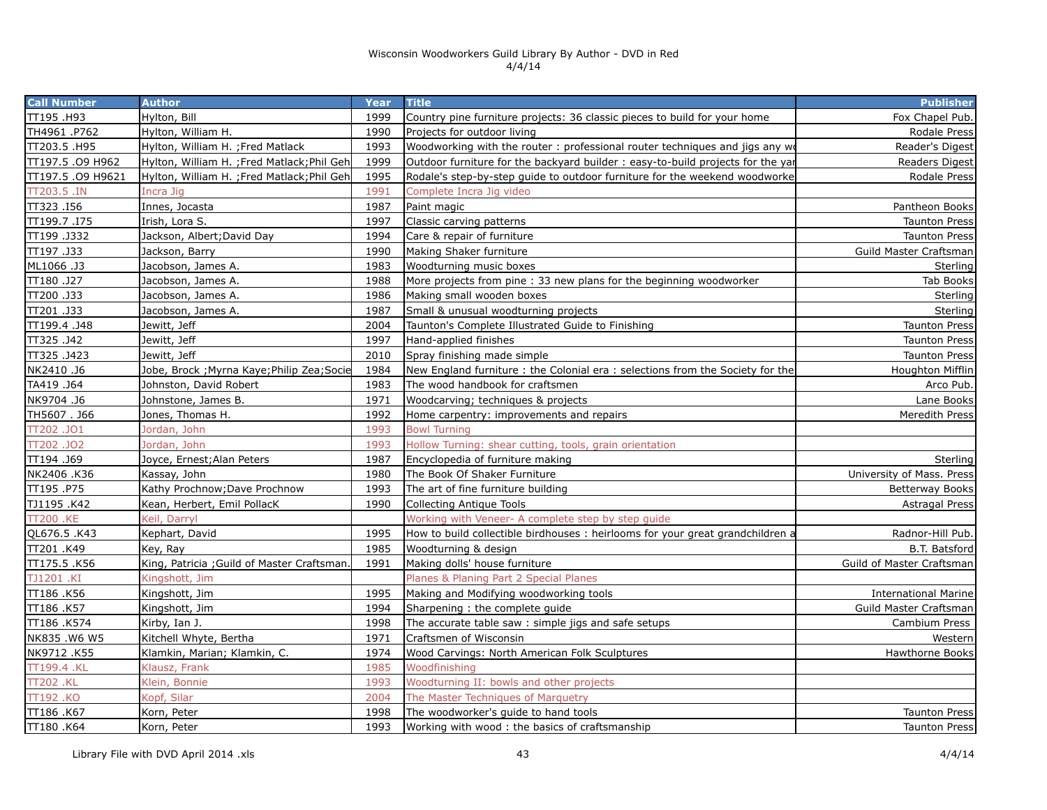Wisconsin Woodworkers Guild Library By Author - DVD in Red
4/4/14

| Call Number | Author | Year | Title | Publisher |
|---|---|---|---|---|
| TT195 .H93 | Hylton, Bill | 1999 | Country pine furniture projects: 36 classic pieces to build for your home | Fox Chapel Pub. |
| TH4961 .P762 | Hylton, William H. | 1990 | Projects for outdoor living | Rodale Press |
| TT203.5 .H95 | Hylton, William H. ;Fred Matlack | 1993 | Woodworking with the router : professional router techniques and jigs any wo | Reader's Digest |
| TT197.5 .O9 H962 | Hylton, William H. ;Fred Matlack;Phil Geh | 1999 | Outdoor furniture for the backyard builder : easy-to-build projects for the yar | Readers Digest |
| TT197.5 .O9 H9621 | Hylton, William H. ;Fred Matlack;Phil Geh | 1995 | Rodale's step-by-step guide to outdoor furniture for the weekend woodworke | Rodale Press |
| TT203.5 .IN | Incra Jig | 1991 | Complete Incra Jig video | |
| TT323 .I56 | Innes, Jocasta | 1987 | Paint magic | Pantheon Books |
| TT199.7 .I75 | Irish, Lora S. | 1997 | Classic carving patterns | Taunton Press |
| TT199 .J332 | Jackson, Albert;David Day | 1994 | Care & repair of furniture | Taunton Press |
| TT197 .J33 | Jackson, Barry | 1990 | Making Shaker furniture | Guild Master Craftsman |
| ML1066 .J3 | Jacobson, James A. | 1983 | Woodturning music boxes | Sterling |
| TT180 .J27 | Jacobson, James A. | 1988 | More projects from pine : 33 new plans for the beginning woodworker | Tab Books |
| TT200 .J33 | Jacobson, James A. | 1986 | Making small wooden boxes | Sterling |
| TT201 .J33 | Jacobson, James A. | 1987 | Small & unusual woodturning projects | Sterling |
| TT199.4 .J48 | Jewitt, Jeff | 2004 | Taunton's Complete Illustrated Guide to Finishing | Taunton Press |
| TT325 .J42 | Jewitt, Jeff | 1997 | Hand-applied finishes | Taunton Press |
| TT325 .J423 | Jewitt, Jeff | 2010 | Spray finishing made simple | Taunton Press |
| NK2410 .J6 | Jobe, Brock ;Myrna Kaye;Philip Zea;Socie | 1984 | New England furniture : the Colonial era : selections from the Society for the | Houghton Mifflin |
| TA419 .J64 | Johnston, David Robert | 1983 | The wood handbook for craftsmen | Arco Pub. |
| NK9704 .J6 | Johnstone, James B. | 1971 | Woodcarving; techniques & projects | Lane Books |
| TH5607 . J66 | Jones, Thomas H. | 1992 | Home carpentry: improvements and repairs | Meredith Press |
| TT202 .JO1 | Jordan, John | 1993 | Bowl Turning | |
| TT202 .JO2 | Jordan, John | 1993 | Hollow Turning: shear cutting, tools, grain orientation | |
| TT194 .J69 | Joyce, Ernest;Alan Peters | 1987 | Encyclopedia of furniture making | Sterling |
| NK2406 .K36 | Kassay, John | 1980 | The Book Of Shaker Furniture | University of Mass. Press |
| TT195 .P75 | Kathy Prochnow;Dave Prochnow | 1993 | The art of fine furniture building | Betterway Books |
| TJ1195 .K42 | Kean, Herbert, Emil PollacK | 1990 | Collecting Antique Tools | Astragal Press |
| TT200 .KE | Keil, Darryl | | Working with Veneer- A complete step by step guide | |
| QL676.5 .K43 | Kephart, David | 1995 | How to build collectible birdhouses : heirlooms for your great grandchildren a | Radnor-Hill Pub. |
| TT201 .K49 | Key, Ray | 1985 | Woodturning & design | B.T. Batsford |
| TT175.5 .K56 | King, Patricia ;Guild of Master Craftsman. | 1991 | Making dolls' house furniture | Guild of Master Craftsman |
| TJ1201 .KI | Kingshott, Jim | | Planes & Planing Part 2 Special Planes | |
| TT186 .K56 | Kingshott, Jim | 1995 | Making and Modifying woodworking tools | International Marine |
| TT186 .K57 | Kingshott, Jim | 1994 | Sharpening : the complete guide | Guild Master Craftsman |
| TT186 .K574 | Kirby, Ian J. | 1998 | The accurate table saw : simple jigs and safe setups | Cambium Press |
| NK835 .W6 W5 | Kitchell Whyte, Bertha | 1971 | Craftsmen of Wisconsin | Western |
| NK9712 .K55 | Klamkin, Marian; Klamkin, C. | 1974 | Wood Carvings: North American Folk Sculptures | Hawthorne Books |
| TT199.4 .KL | Klausz, Frank | 1985 | Woodfinishing | |
| TT202 .KL | Klein, Bonnie | 1993 | Woodturning II: bowls and other projects | |
| TT192 .KO | Kopf, Silar | 2004 | The Master Techniques of Marquetry | |
| TT186 .K67 | Korn, Peter | 1998 | The woodworker's guide to hand tools | Taunton Press |
| TT180 .K64 | Korn, Peter | 1993 | Working with wood : the basics of craftsmanship | Taunton Press |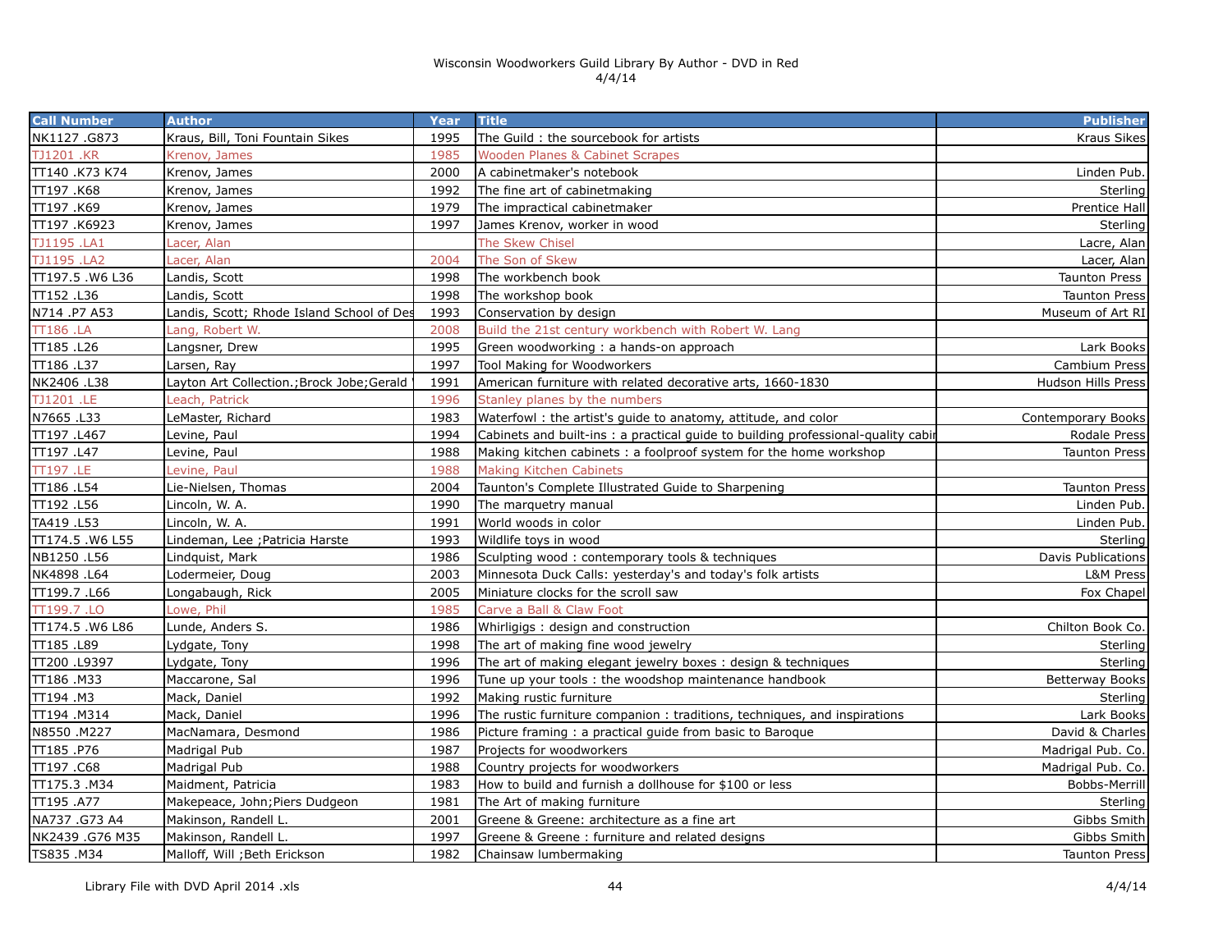Wisconsin Woodworkers Guild Library By Author - DVD in Red
4/4/14

| Call Number | Author | Year | Title | Publisher |
|---|---|---|---|---|
| NK1127 .G873 | Kraus, Bill, Toni Fountain Sikes | 1995 | The Guild : the sourcebook for artists | Kraus Sikes |
| TJ1201 .KR | Krenov, James | 1985 | Wooden Planes & Cabinet Scrapes | |
| TT140 .K73 K74 | Krenov, James | 2000 | A cabinetmaker's notebook | Linden Pub. |
| TT197 .K68 | Krenov, James | 1992 | The fine art of cabinetmaking | Sterling |
| TT197 .K69 | Krenov, James | 1979 | The impractical cabinetmaker | Prentice Hall |
| TT197 .K6923 | Krenov, James | 1997 | James Krenov, worker in wood | Sterling |
| TJ1195 .LA1 | Lacer, Alan | | The Skew Chisel | Lacre, Alan |
| TJ1195 .LA2 | Lacer, Alan | 2004 | The Son of Skew | Lacer, Alan |
| TT197.5 .W6 L36 | Landis, Scott | 1998 | The workbench book | Taunton Press |
| TT152 .L36 | Landis, Scott | 1998 | The workshop book | Taunton Press |
| N714 .P7 A53 | Landis, Scott; Rhode Island School of Des | 1993 | Conservation by design | Museum of Art RI |
| TT186 .LA | Lang, Robert W. | 2008 | Build the 21st century workbench with Robert W. Lang | |
| TT185 .L26 | Langsner, Drew | 1995 | Green woodworking : a hands-on approach | Lark Books |
| TT186 .L37 | Larsen, Ray | 1997 | Tool Making for Woodworkers | Cambium Press |
| NK2406 .L38 | Layton Art Collection.;Brock Jobe;Gerald | 1991 | American furniture with related decorative arts, 1660-1830 | Hudson Hills Press |
| TJ1201 .LE | Leach, Patrick | 1996 | Stanley planes by the numbers | |
| N7665 .L33 | LeMaster, Richard | 1983 | Waterfowl : the artist's guide to anatomy, attitude, and color | Contemporary Books |
| TT197 .L467 | Levine, Paul | 1994 | Cabinets and built-ins : a practical guide to building professional-quality cabi | Rodale Press |
| TT197 .L47 | Levine, Paul | 1988 | Making kitchen cabinets : a foolproof system for the home workshop | Taunton Press |
| TT197 .LE | Levine, Paul | 1988 | Making Kitchen Cabinets | |
| TT186 .L54 | Lie-Nielsen, Thomas | 2004 | Taunton's Complete Illustrated Guide to Sharpening | Taunton Press |
| TT192 .L56 | Lincoln, W. A. | 1990 | The marquetry manual | Linden Pub. |
| TA419 .L53 | Lincoln, W. A. | 1991 | World woods in color | Linden Pub. |
| TT174.5 .W6 L55 | Lindeman, Lee ;Patricia Harste | 1993 | Wildlife toys in wood | Sterling |
| NB1250 .L56 | Lindquist, Mark | 1986 | Sculpting wood : contemporary tools & techniques | Davis Publications |
| NK4898 .L64 | Lodermeier, Doug | 2003 | Minnesota Duck Calls: yesterday's and today's folk artists | L&M Press |
| TT199.7 .L66 | Longabaugh, Rick | 2005 | Miniature clocks for the scroll saw | Fox Chapel |
| TT199.7 .LO | Lowe, Phil | 1985 | Carve a Ball & Claw Foot | |
| TT174.5 .W6 L86 | Lunde, Anders S. | 1986 | Whirligigs : design and construction | Chilton Book Co. |
| TT185 .L89 | Lydgate, Tony | 1998 | The art of making fine wood jewelry | Sterling |
| TT200 .L9397 | Lydgate, Tony | 1996 | The art of making elegant jewelry boxes : design & techniques | Sterling |
| TT186 .M33 | Maccarone, Sal | 1996 | Tune up your tools : the woodshop maintenance handbook | Betterway Books |
| TT194 .M3 | Mack, Daniel | 1992 | Making rustic furniture | Sterling |
| TT194 .M314 | Mack, Daniel | 1996 | The rustic furniture companion : traditions, techniques, and inspirations | Lark Books |
| N8550 .M227 | MacNamara, Desmond | 1986 | Picture framing : a practical guide from basic to Baroque | David & Charles |
| TT185 .P76 | Madrigal Pub | 1987 | Projects for woodworkers | Madrigal Pub. Co. |
| TT197 .C68 | Madrigal Pub | 1988 | Country projects for woodworkers | Madrigal Pub. Co. |
| TT175.3 .M34 | Maidment, Patricia | 1983 | How to build and furnish a dollhouse for $100 or less | Bobbs-Merrill |
| TT195 .A77 | Makepeace, John;Piers Dudgeon | 1981 | The Art of making furniture | Sterling |
| NA737 .G73 A4 | Makinson, Randell L. | 2001 | Greene & Greene: architecture as a fine art | Gibbs Smith |
| NK2439 .G76 M35 | Makinson, Randell L. | 1997 | Greene & Greene : furniture and related designs | Gibbs Smith |
| TS835 .M34 | Malloff, Will ;Beth Erickson | 1982 | Chainsaw lumbermaking | Taunton Press |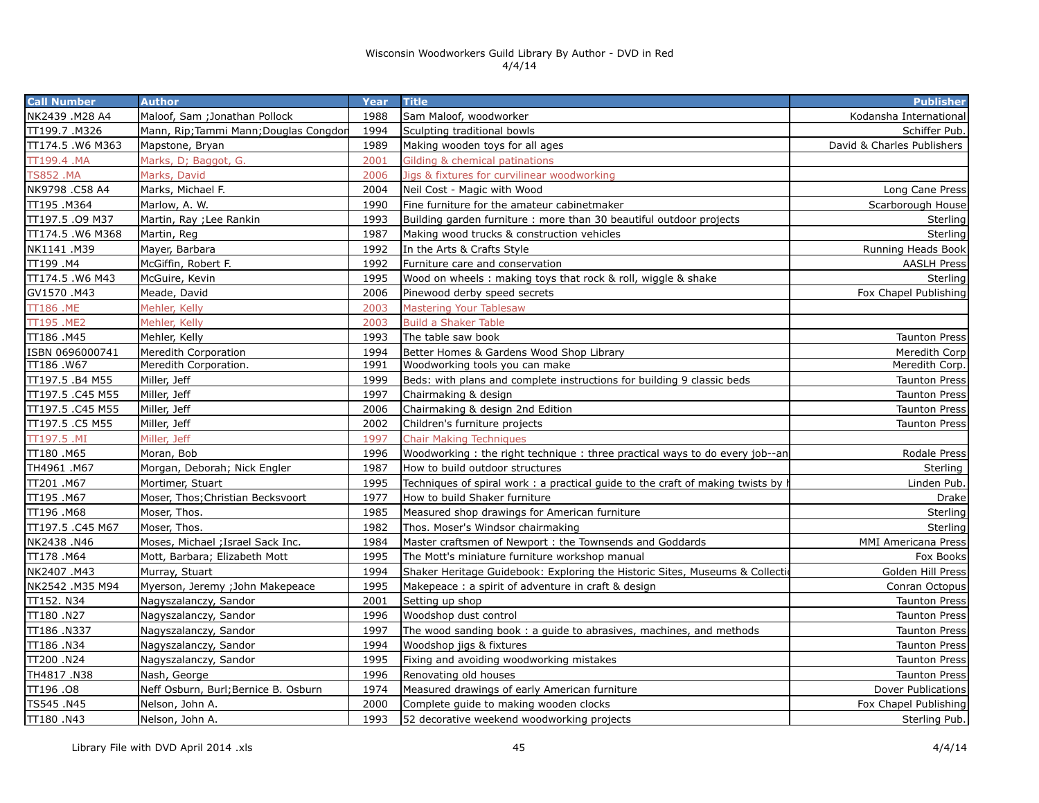Wisconsin Woodworkers Guild Library By Author - DVD in Red
4/4/14

| Call Number | Author | Year | Title | Publisher |
|---|---|---|---|---|
| NK2439 .M28 A4 | Maloof, Sam ;Jonathan Pollock | 1988 | Sam Maloof, woodworker | Kodansha International |
| TT199.7 .M326 | Mann, Rip;Tammi Mann;Douglas Congdon | 1994 | Sculpting traditional bowls | Schiffer Pub. |
| TT174.5 .W6 M363 | Mapstone, Bryan | 1989 | Making wooden toys for all ages | David & Charles Publishers |
| TT199.4 .MA | Marks, D; Baggot, G. | 2001 | Gilding & chemical patinations | |
| TS852 .MA | Marks, David | 2006 | Jigs & fixtures for curvilinear woodworking | |
| NK9798 .C58 A4 | Marks, Michael F. | 2004 | Neil Cost - Magic with Wood | Long Cane Press |
| TT195 .M364 | Marlow, A. W. | 1990 | Fine furniture for the amateur cabinetmaker | Scarborough House |
| TT197.5 .O9 M37 | Martin, Ray ;Lee Rankin | 1993 | Building garden furniture : more than 30 beautiful outdoor projects | Sterling |
| TT174.5 .W6 M368 | Martin, Reg | 1987 | Making wood trucks & construction vehicles | Sterling |
| NK1141 .M39 | Mayer, Barbara | 1992 | In the Arts & Crafts Style | Running Heads Book |
| TT199 .M4 | McGiffin, Robert F. | 1992 | Furniture care and conservation | AASLH Press |
| TT174.5 .W6 M43 | McGuire, Kevin | 1995 | Wood on wheels : making toys that rock & roll, wiggle & shake | Sterling |
| GV1570 .M43 | Meade, David | 2006 | Pinewood derby speed secrets | Fox Chapel Publishing |
| TT186 .ME | Mehler, Kelly | 2003 | Mastering Your Tablesaw | |
| TT195 .ME2 | Mehler, Kelly | 2003 | Build a Shaker Table | |
| TT186 .M45 | Mehler, Kelly | 1993 | The table saw book | Taunton Press |
| ISBN 0696000741 | Meredith Corporation | 1994 | Better Homes & Gardens Wood Shop Library | Meredith Corp |
| TT186 .W67 | Meredith Corporation. | 1991 | Woodworking tools you can make | Meredith Corp. |
| TT197.5 .B4 M55 | Miller, Jeff | 1999 | Beds: with plans and complete instructions for building 9 classic beds | Taunton Press |
| TT197.5 .C45 M55 | Miller, Jeff | 1997 | Chairmaking & design | Taunton Press |
| TT197.5 .C45 M55 | Miller, Jeff | 2006 | Chairmaking & design 2nd Edition | Taunton Press |
| TT197.5 .C5 M55 | Miller, Jeff | 2002 | Children's furniture projects | Taunton Press |
| TT197.5 .MI | Miller, Jeff | 1997 | Chair Making Techniques | |
| TT180 .M65 | Moran, Bob | 1996 | Woodworking : the right technique : three practical ways to do every job--an | Rodale Press |
| TH4961 .M67 | Morgan, Deborah; Nick Engler | 1987 | How to build outdoor structures | Sterling |
| TT201 .M67 | Mortimer, Stuart | 1995 | Techniques of spiral work : a practical guide to the craft of making twists by h | Linden Pub. |
| TT195 .M67 | Moser, Thos;Christian Becksvoort | 1977 | How to build Shaker furniture | Drake |
| TT196 .M68 | Moser, Thos. | 1985 | Measured shop drawings for American furniture | Sterling |
| TT197.5 .C45 M67 | Moser, Thos. | 1982 | Thos. Moser's Windsor chairmaking | Sterling |
| NK2438 .N46 | Moses, Michael ;Israel Sack Inc. | 1984 | Master craftsmen of Newport : the Townsends and Goddards | MMI Americana Press |
| TT178 .M64 | Mott, Barbara; Elizabeth Mott | 1995 | The Mott's miniature furniture workshop manual | Fox Books |
| NK2407 .M43 | Murray, Stuart | 1994 | Shaker Heritage Guidebook: Exploring the Historic Sites, Museums & Collecti | Golden Hill Press |
| NK2542 .M35 M94 | Myerson, Jeremy ;John Makepeace | 1995 | Makepeace : a spirit of adventure in craft & design | Conran Octopus |
| TT152. N34 | Nagyszalanczy, Sandor | 2001 | Setting up shop | Taunton Press |
| TT180 .N27 | Nagyszalanczy, Sandor | 1996 | Woodshop dust control | Taunton Press |
| TT186 .N337 | Nagyszalanczy, Sandor | 1997 | The wood sanding book : a guide to abrasives, machines, and methods | Taunton Press |
| TT186 .N34 | Nagyszalanczy, Sandor | 1994 | Woodshop jigs & fixtures | Taunton Press |
| TT200 .N24 | Nagyszalanczy, Sandor | 1995 | Fixing and avoiding woodworking mistakes | Taunton Press |
| TH4817 .N38 | Nash, George | 1996 | Renovating old houses | Taunton Press |
| TT196 .O8 | Neff Osburn, Burl;Bernice B. Osburn | 1974 | Measured drawings of early American furniture | Dover Publications |
| TS545 .N45 | Nelson, John A. | 2000 | Complete guide to making wooden clocks | Fox Chapel Publishing |
| TT180 .N43 | Nelson, John A. | 1993 | 52 decorative weekend woodworking projects | Sterling Pub. |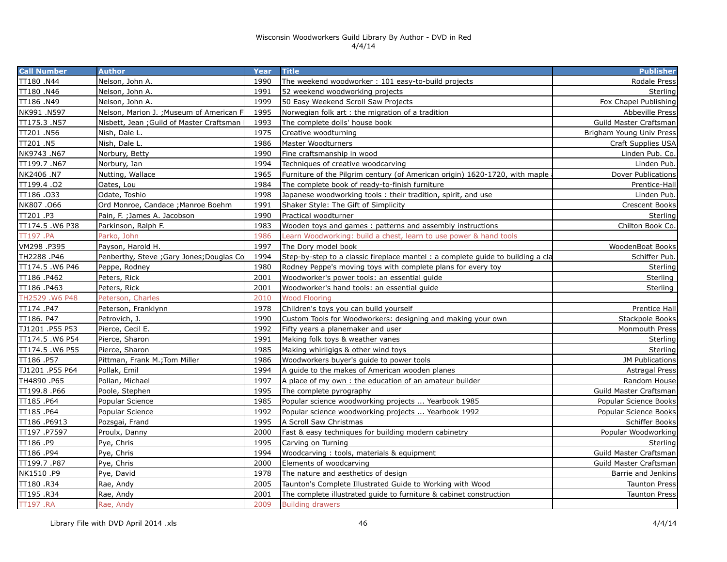Wisconsin Woodworkers Guild Library By Author - DVD in Red
4/4/14

| Call Number | Author | Year | Title | Publisher |
|---|---|---|---|---|
| TT180 .N44 | Nelson, John A. | 1990 | The weekend woodworker : 101 easy-to-build projects | Rodale Press |
| TT180 .N46 | Nelson, John A. | 1991 | 52 weekend woodworking projects | Sterling |
| TT186 .N49 | Nelson, John A. | 1999 | 50 Easy Weekend Scroll Saw Projects | Fox Chapel Publishing |
| NK991 .N597 | Nelson, Marion J. ;Museum of American F | 1995 | Norwegian folk art : the migration of a tradition | Abbeville Press |
| TT175.3 .N57 | Nisbett, Jean ;Guild of Master Craftsman | 1993 | The complete dolls' house book | Guild Master Craftsman |
| TT201 .N56 | Nish, Dale L. | 1975 | Creative woodturning | Brigham Young Univ Press |
| TT201 .N5 | Nish, Dale L. | 1986 | Master Woodturners | Craft Supplies USA |
| NK9743 .N67 | Norbury, Betty | 1990 | Fine craftsmanship in wood | Linden Pub. Co. |
| TT199.7 .N67 | Norbury, Ian | 1994 | Techniques of creative woodcarving | Linden Pub. |
| NK2406 .N7 | Nutting, Wallace | 1965 | Furniture of the Pilgrim century (of American origin) 1620-1720, with maple | Dover Publications |
| TT199.4 .O2 | Oates, Lou | 1984 | The complete book of ready-to-finish furniture | Prentice-Hall |
| TT186 .O33 | Odate, Toshio | 1998 | Japanese woodworking tools : their tradition, spirit, and use | Linden Pub. |
| NK807 .O66 | Ord Monroe, Candace ;Manroe Boehm | 1991 | Shaker Style: The Gift of Simplicity | Crescent Books |
| TT201 .P3 | Pain, F. ;James A. Jacobson | 1990 | Practical woodturner | Sterling |
| TT174.5 .W6 P38 | Parkinson, Ralph F. | 1983 | Wooden toys and games : patterns and assembly instructions | Chilton Book Co. |
| TT197 .PA | Parko, John | 1986 | Learn Woodworking: build a chest, learn to use power & hand tools | |
| VM298 .P395 | Payson, Harold H. | 1997 | The Dory model book | WoodenBoat Books |
| TH2288 .P46 | Penberthy, Steve ;Gary Jones;Douglas Co | 1994 | Step-by-step to a classic fireplace mantel : a complete guide to building a cla | Schiffer Pub. |
| TT174.5 .W6 P46 | Peppe, Rodney | 1980 | Rodney Peppe's moving toys with complete plans for every toy | Sterling |
| TT186 .P462 | Peters, Rick | 2001 | Woodworker's power tools: an essential guide | Sterling |
| TT186 .P463 | Peters, Rick | 2001 | Woodworker's hand tools: an essential guide | Sterling |
| TH2529 .W6 P48 | Peterson, Charles | 2010 | Wood Flooring | |
| TT174 .P47 | Peterson, Franklynn | 1978 | Children's toys you can build yourself | Prentice Hall |
| TT186. P47 | Petrovich, J. | 1990 | Custom Tools for Woodworkers: designing and making your own | Stackpole Books |
| TJ1201 .P55 P53 | Pierce, Cecil E. | 1992 | Fifty years a planemaker and user | Monmouth Press |
| TT174.5 .W6 P54 | Pierce, Sharon | 1991 | Making folk toys & weather vanes | Sterling |
| TT174.5 .W6 P55 | Pierce, Sharon | 1985 | Making whirligigs & other wind toys | Sterling |
| TT186 .P57 | Pittman, Frank M.;Tom Miller | 1986 | Woodworkers buyer's guide to power tools | JM Publications |
| TJ1201 .P55 P64 | Pollak, Emil | 1994 | A guide to the makes of American wooden planes | Astragal Press |
| TH4890 .P65 | Pollan, Michael | 1997 | A place of my own : the education of an amateur builder | Random House |
| TT199.8 .P66 | Poole, Stephen | 1995 | The complete pyrography | Guild Master Craftsman |
| TT185 .P64 | Popular Science | 1985 | Popular science woodworking projects ... Yearbook 1985 | Popular Science Books |
| TT185 .P64 | Popular Science | 1992 | Popular science woodworking projects ... Yearbook 1992 | Popular Science Books |
| TT186 .P6913 | Pozsgai, Frand | 1995 | A Scroll Saw Christmas | Schiffer Books |
| TT197 .P7597 | Proulx, Danny | 2000 | Fast & easy techniques for building modern cabinetry | Popular Woodworking |
| TT186 .P9 | Pye, Chris | 1995 | Carving on Turning | Sterling |
| TT186 .P94 | Pye, Chris | 1994 | Woodcarving : tools, materials & equipment | Guild Master Craftsman |
| TT199.7 .P87 | Pye, Chris | 2000 | Elements of woodcarving | Guild Master Craftsman |
| NK1510 .P9 | Pye, David | 1978 | The nature and aesthetics of design | Barrie and Jenkins |
| TT180 .R34 | Rae, Andy | 2005 | Taunton's Complete Illustrated Guide to Working with Wood | Taunton Press |
| TT195 .R34 | Rae, Andy | 2001 | The complete illustrated guide to furniture & cabinet construction | Taunton Press |
| TT197 .RA | Rae, Andy | 2009 | Building drawers | |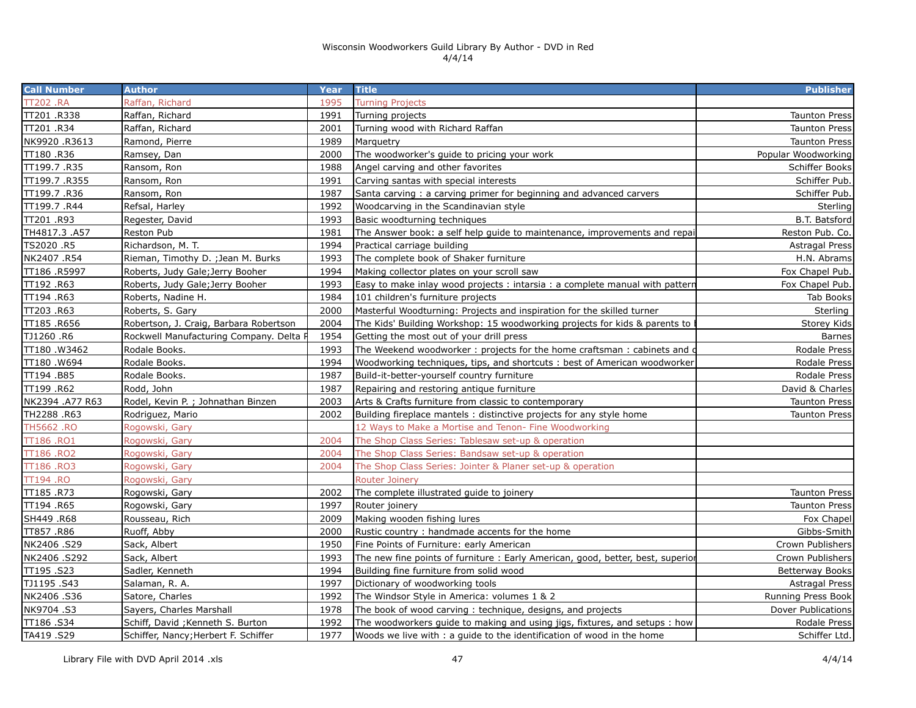# Wisconsin Woodworkers Guild Library By Author - DVD in Red

4/4/14

| Call Number | Author | Year | Title | Publisher |
|---|---|---|---|---|
| TT202 .RA | Raffan, Richard | 1995 | Turning Projects | |
| TT201 .R338 | Raffan, Richard | 1991 | Turning projects | Taunton Press |
| TT201 .R34 | Raffan, Richard | 2001 | Turning wood with Richard Raffan | Taunton Press |
| NK9920 .R3613 | Ramond, Pierre | 1989 | Marquetry | Taunton Press |
| TT180 .R36 | Ramsey, Dan | 2000 | The woodworker's guide to pricing your work | Popular Woodworking |
| TT199.7 .R35 | Ransom, Ron | 1988 | Angel carving and other favorites | Schiffer Books |
| TT199.7 .R355 | Ransom, Ron | 1991 | Carving santas with special interests | Schiffer Pub. |
| TT199.7 .R36 | Ransom, Ron | 1987 | Santa carving : a carving primer for beginning and advanced carvers | Schiffer Pub. |
| TT199.7 .R44 | Refsal, Harley | 1992 | Woodcarving in the Scandinavian style | Sterling |
| TT201 .R93 | Regester, David | 1993 | Basic woodturning techniques | B.T. Batsford |
| TH4817.3 .A57 | Reston Pub | 1981 | The Answer book: a self help guide to maintenance, improvements and repai | Reston Pub. Co. |
| TS2020 .R5 | Richardson, M. T. | 1994 | Practical carriage building | Astragal Press |
| NK2407 .R54 | Rieman, Timothy D. ;Jean M. Burks | 1993 | The complete book of Shaker furniture | H.N. Abrams |
| TT186 .R5997 | Roberts, Judy Gale;Jerry Booher | 1994 | Making collector plates on your scroll saw | Fox Chapel Pub. |
| TT192 .R63 | Roberts, Judy Gale;Jerry Booher | 1993 | Easy to make inlay wood projects : intarsia : a complete manual with pattern | Fox Chapel Pub. |
| TT194 .R63 | Roberts, Nadine H. | 1984 | 101 children's furniture projects | Tab Books |
| TT203 .R63 | Roberts, S. Gary | 2000 | Masterful Woodturning: Projects and inspiration for the skilled turner | Sterling |
| TT185 .R656 | Robertson, J. Craig, Barbara Robertson | 2004 | The Kids' Building Workshop: 15 woodworking projects for kids & parents to | Storey Kids |
| TJ1260 .R6 | Rockwell Manufacturing Company. Delta F | 1954 | Getting the most out of your drill press | Barnes |
| TT180 .W3462 | Rodale Books. | 1993 | The Weekend woodworker : projects for the home craftsman : cabinets and c | Rodale Press |
| TT180 .W694 | Rodale Books. | 1994 | Woodworking techniques, tips, and shortcuts : best of American woodworker | Rodale Press |
| TT194 .B85 | Rodale Books. | 1987 | Build-it-better-yourself country furniture | Rodale Press |
| TT199 .R62 | Rodd, John | 1987 | Repairing and restoring antique furniture | David & Charles |
| NK2394 .A77 R63 | Rodel, Kevin P. ; Johnathan Binzen | 2003 | Arts & Crafts furniture from classic to contemporary | Taunton Press |
| TH2288 .R63 | Rodriguez, Mario | 2002 | Building fireplace mantels : distinctive projects for any style home | Taunton Press |
| TH5662 .RO | Rogowski, Gary | | 12 Ways to Make a Mortise and Tenon- Fine Woodworking | |
| TT186 .RO1 | Rogowski, Gary | 2004 | The Shop Class Series: Tablesaw set-up & operation | |
| TT186 .RO2 | Rogowski, Gary | 2004 | The Shop Class Series: Bandsaw set-up & operation | |
| TT186 .RO3 | Rogowski, Gary | 2004 | The Shop Class Series: Jointer & Planer set-up & operation | |
| TT194 .RO | Rogowski, Gary | | Router Joinery | |
| TT185 .R73 | Rogowski, Gary | 2002 | The complete illustrated guide to joinery | Taunton Press |
| TT194 .R65 | Rogowski, Gary | 1997 | Router joinery | Taunton Press |
| SH449 .R68 | Rousseau, Rich | 2009 | Making wooden fishing lures | Fox Chapel |
| TT857 .R86 | Ruoff, Abby | 2000 | Rustic country : handmade accents for the home | Gibbs-Smith |
| NK2406 .S29 | Sack, Albert | 1950 | Fine Points of Furniture: early American | Crown Publishers |
| NK2406 .S292 | Sack, Albert | 1993 | The new fine points of furniture : Early American, good, better, best, superior | Crown Publishers |
| TT195 .S23 | Sadler, Kenneth | 1994 | Building fine furniture from solid wood | Betterway Books |
| TJ1195 .S43 | Salaman, R. A. | 1997 | Dictionary of woodworking tools | Astragal Press |
| NK2406 .S36 | Satore, Charles | 1992 | The Windsor Style in America: volumes 1 & 2 | Running Press Book |
| NK9704 .S3 | Sayers, Charles Marshall | 1978 | The book of wood carving : technique, designs, and projects | Dover Publications |
| TT186 .S34 | Schiff, David ;Kenneth S. Burton | 1992 | The woodworkers guide to making and using jigs, fixtures, and setups : how | Rodale Press |
| TA419 .S29 | Schiffer, Nancy;Herbert F. Schiffer | 1977 | Woods we live with : a guide to the identification of wood in the home | Schiffer Ltd. |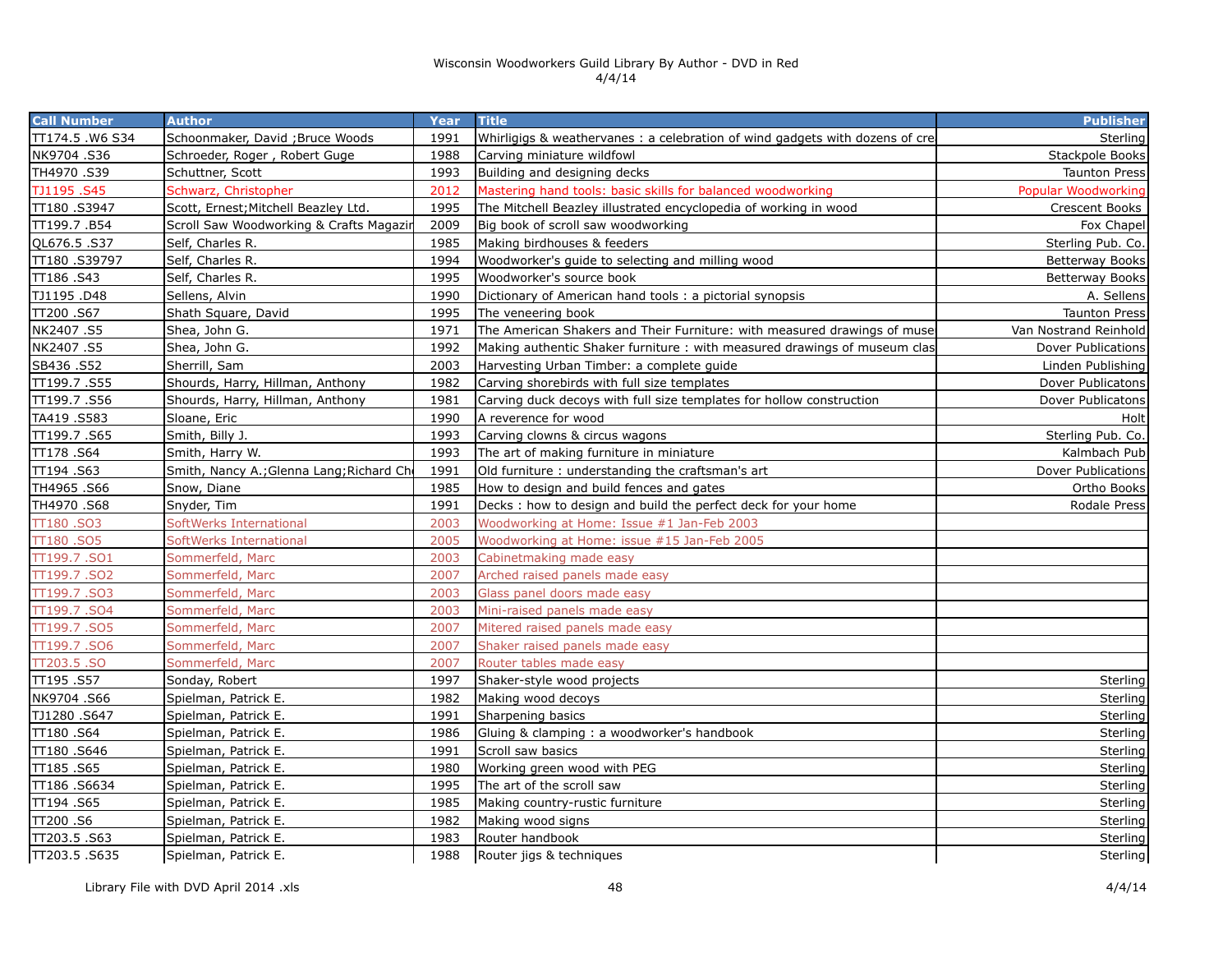Wisconsin Woodworkers Guild Library By Author - DVD in Red
4/4/14

| Call Number | Author | Year | Title | Publisher |
|---|---|---|---|---|
| TT174.5 .W6 S34 | Schoonmaker, David ;Bruce Woods | 1991 | Whirligigs & weathervanes : a celebration of wind gadgets with dozens of cre | Sterling |
| NK9704 .S36 | Schroeder, Roger , Robert Guge | 1988 | Carving miniature wildfowl | Stackpole Books |
| TH4970 .S39 | Schuttner, Scott | 1993 | Building and designing decks | Taunton Press |
| TJ1195 .S45 | Schwarz, Christopher | 2012 | Mastering hand tools: basic skills for balanced woodworking | Popular Woodworking |
| TT180 .S3947 | Scott, Ernest;Mitchell Beazley Ltd. | 1995 | The Mitchell Beazley illustrated encyclopedia of working in wood | Crescent Books |
| TT199.7 .B54 | Scroll Saw Woodworking & Crafts Magazir | 2009 | Big book of scroll saw woodworking | Fox Chapel |
| QL676.5 .S37 | Self, Charles R. | 1985 | Making birdhouses & feeders | Sterling Pub. Co. |
| TT180 .S39797 | Self, Charles R. | 1994 | Woodworker's guide to selecting and milling wood | Betterway Books |
| TT186 .S43 | Self, Charles R. | 1995 | Woodworker's source book | Betterway Books |
| TJ1195 .D48 | Sellens, Alvin | 1990 | Dictionary of American hand tools : a pictorial synopsis | A. Sellens |
| TT200 .S67 | Shath Square, David | 1995 | The veneering book | Taunton Press |
| NK2407 .S5 | Shea, John G. | 1971 | The American Shakers and Their Furniture: with measured drawings of muse | Van Nostrand Reinhold |
| NK2407 .S5 | Shea, John G. | 1992 | Making authentic Shaker furniture : with measured drawings of museum clas | Dover Publications |
| SB436 .S52 | Sherrill, Sam | 2003 | Harvesting Urban Timber: a complete guide | Linden Publishing |
| TT199.7 .S55 | Shourds, Harry, Hillman, Anthony | 1982 | Carving shorebirds with full size templates | Dover Publicatons |
| TT199.7 .S56 | Shourds, Harry, Hillman, Anthony | 1981 | Carving duck decoys with full size templates for hollow construction | Dover Publicatons |
| TA419 .S583 | Sloane, Eric | 1990 | A reverence for wood | Holt |
| TT199.7 .S65 | Smith, Billy J. | 1993 | Carving clowns & circus wagons | Sterling Pub. Co. |
| TT178 .S64 | Smith, Harry W. | 1993 | The art of making furniture in miniature | Kalmbach Pub |
| TT194 .S63 | Smith, Nancy A.;Glenna Lang;Richard Ch | 1991 | Old furniture : understanding the craftsman's art | Dover Publications |
| TH4965 .S66 | Snow, Diane | 1985 | How to design and build fences and gates | Ortho Books |
| TH4970 .S68 | Snyder, Tim | 1991 | Decks : how to design and build the perfect deck for your home | Rodale Press |
| TT180 .SO3 | SoftWerks International | 2003 | Woodworking at Home: Issue #1 Jan-Feb 2003 | |
| TT180 .SO5 | SoftWerks International | 2005 | Woodworking at Home: issue #15 Jan-Feb 2005 | |
| TT199.7 .SO1 | Sommerfeld, Marc | 2003 | Cabinetmaking made easy | |
| TT199.7 .SO2 | Sommerfeld, Marc | 2007 | Arched raised panels made easy | |
| TT199.7 .SO3 | Sommerfeld, Marc | 2003 | Glass panel doors made easy | |
| TT199.7 .SO4 | Sommerfeld, Marc | 2003 | Mini-raised panels made easy | |
| TT199.7 .SO5 | Sommerfeld, Marc | 2007 | Mitered raised panels made easy | |
| TT199.7 .SO6 | Sommerfeld, Marc | 2007 | Shaker raised panels made easy | |
| TT203.5 .SO | Sommerfeld, Marc | 2007 | Router tables made easy | |
| TT195 .S57 | Sonday, Robert | 1997 | Shaker-style wood projects | Sterling |
| NK9704 .S66 | Spielman, Patrick E. | 1982 | Making wood decoys | Sterling |
| TJ1280 .S647 | Spielman, Patrick E. | 1991 | Sharpening basics | Sterling |
| TT180 .S64 | Spielman, Patrick E. | 1986 | Gluing & clamping : a woodworker's handbook | Sterling |
| TT180 .S646 | Spielman, Patrick E. | 1991 | Scroll saw basics | Sterling |
| TT185 .S65 | Spielman, Patrick E. | 1980 | Working green wood with PEG | Sterling |
| TT186 .S6634 | Spielman, Patrick E. | 1995 | The art of the scroll saw | Sterling |
| TT194 .S65 | Spielman, Patrick E. | 1985 | Making country-rustic furniture | Sterling |
| TT200 .S6 | Spielman, Patrick E. | 1982 | Making wood signs | Sterling |
| TT203.5 .S63 | Spielman, Patrick E. | 1983 | Router handbook | Sterling |
| TT203.5 .S635 | Spielman, Patrick E. | 1988 | Router jigs & techniques | Sterling |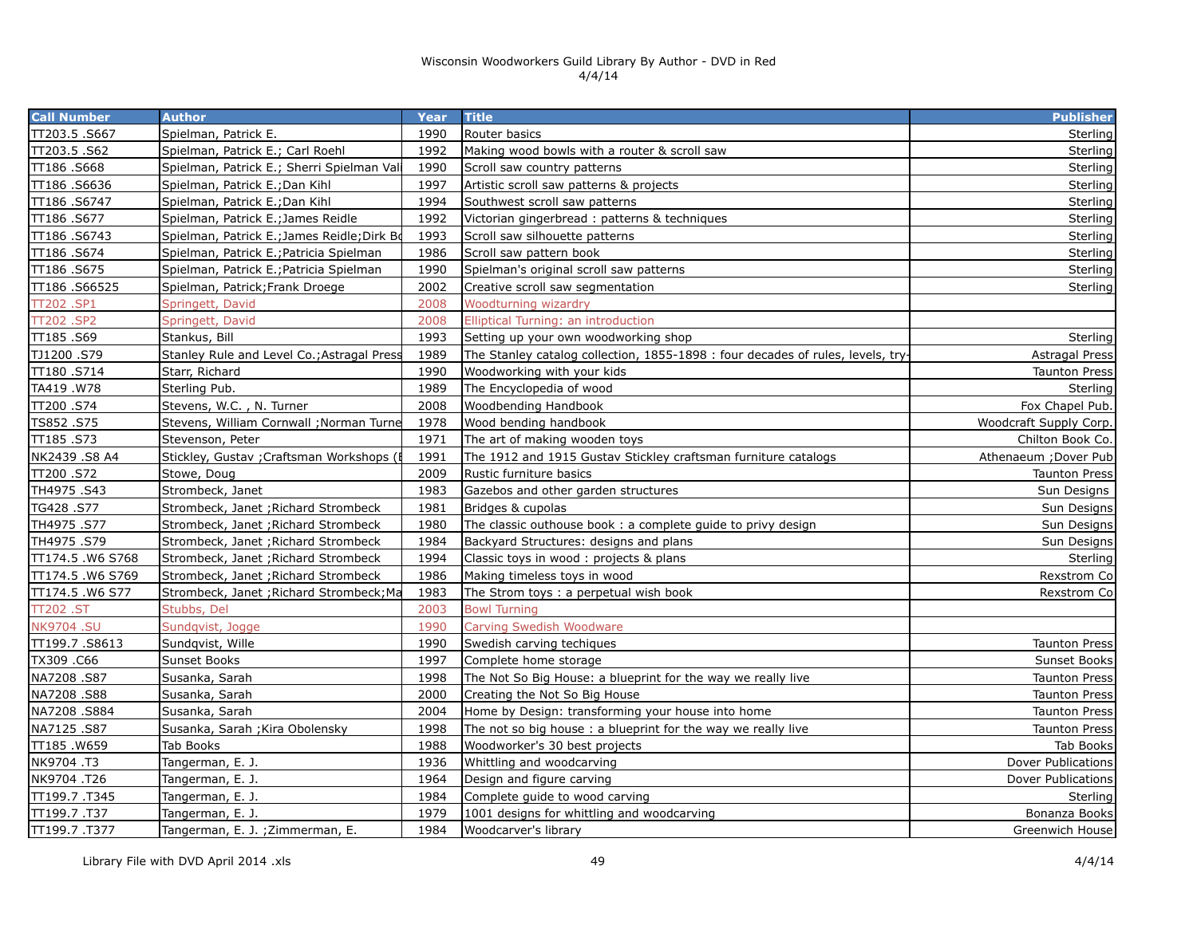Wisconsin Woodworkers Guild Library By Author - DVD in Red
4/4/14

| Call Number | Author | Year | Title | Publisher |
|---|---|---|---|---|
| TT203.5 .S667 | Spielman, Patrick E. | 1990 | Router basics | Sterling |
| TT203.5 .S62 | Spielman, Patrick E.; Carl Roehl | 1992 | Making wood bowls with a router & scroll saw | Sterling |
| TT186 .S668 | Spielman, Patrick E.; Sherri Spielman Vali | 1990 | Scroll saw country patterns | Sterling |
| TT186 .S6636 | Spielman, Patrick E.;Dan Kihl | 1997 | Artistic scroll saw patterns & projects | Sterling |
| TT186 .S6747 | Spielman, Patrick E.;Dan Kihl | 1994 | Southwest scroll saw patterns | Sterling |
| TT186 .S677 | Spielman, Patrick E.;James Reidle | 1992 | Victorian gingerbread : patterns & techniques | Sterling |
| TT186 .S6743 | Spielman, Patrick E.;James Reidle;Dirk Bo | 1993 | Scroll saw silhouette patterns | Sterling |
| TT186 .S674 | Spielman, Patrick E.;Patricia Spielman | 1986 | Scroll saw pattern book | Sterling |
| TT186 .S675 | Spielman, Patrick E.;Patricia Spielman | 1990 | Spielman's original scroll saw patterns | Sterling |
| TT186 .S66525 | Spielman, Patrick;Frank Droege | 2002 | Creative scroll saw segmentation | Sterling |
| TT202 .SP1 | Springett, David | 2008 | Woodturning wizardry | |
| TT202 .SP2 | Springett, David | 2008 | Elliptical Turning: an introduction | |
| TT185 .S69 | Stankus, Bill | 1993 | Setting up your own woodworking shop | Sterling |
| TJ1200 .S79 | Stanley Rule and Level Co.;Astragal Press | 1989 | The Stanley catalog collection, 1855-1898 : four decades of rules, levels, try- | Astragal Press |
| TT180 .S714 | Starr, Richard | 1990 | Woodworking with your kids | Taunton Press |
| TA419 .W78 | Sterling Pub. | 1989 | The Encyclopedia of wood | Sterling |
| TT200 .S74 | Stevens, W.C. , N. Turner | 2008 | Woodbending Handbook | Fox Chapel Pub. |
| TS852 .S75 | Stevens, William Cornwall ;Norman Turne | 1978 | Wood bending handbook | Woodcraft Supply Corp. |
| TT185 .S73 | Stevenson, Peter | 1971 | The art of making wooden toys | Chilton Book Co. |
| NK2439 .S8 A4 | Stickley, Gustav ;Craftsman Workshops (E | 1991 | The 1912 and 1915 Gustav Stickley craftsman furniture catalogs | Athenaeum ;Dover Pub |
| TT200 .S72 | Stowe, Doug | 2009 | Rustic furniture basics | Taunton Press |
| TH4975 .S43 | Strombeck, Janet | 1983 | Gazebos and other garden structures | Sun Designs |
| TG428 .S77 | Strombeck, Janet ;Richard Strombeck | 1981 | Bridges & cupolas | Sun Designs |
| TH4975 .S77 | Strombeck, Janet ;Richard Strombeck | 1980 | The classic outhouse book : a complete guide to privy design | Sun Designs |
| TH4975 .S79 | Strombeck, Janet ;Richard Strombeck | 1984 | Backyard Structures: designs and plans | Sun Designs |
| TT174.5 .W6 S768 | Strombeck, Janet ;Richard Strombeck | 1994 | Classic toys in wood : projects & plans | Sterling |
| TT174.5 .W6 S769 | Strombeck, Janet ;Richard Strombeck | 1986 | Making timeless toys in wood | Rexstrom Co |
| TT174.5 .W6 S77 | Strombeck, Janet ;Richard Strombeck;Ma | 1983 | The Strom toys : a perpetual wish book | Rexstrom Co |
| TT202 .ST | Stubbs, Del | 2003 | Bowl Turning | |
| NK9704 .SU | Sundqvist, Jogge | 1990 | Carving Swedish Woodware | |
| TT199.7 .S8613 | Sundqvist, Wille | 1990 | Swedish carving teciques | Taunton Press |
| TX309 .C66 | Sunset Books | 1997 | Complete home storage | Sunset Books |
| NA7208 .S87 | Susanka, Sarah | 1998 | The Not So Big House: a blueprint for the way we really live | Taunton Press |
| NA7208 .S88 | Susanka, Sarah | 2000 | Creating the Not So Big House | Taunton Press |
| NA7208 .S884 | Susanka, Sarah | 2004 | Home by Design: transforming your house into home | Taunton Press |
| NA7125 .S87 | Susanka, Sarah ;Kira Obolensky | 1998 | The not so big house : a blueprint for the way we really live | Taunton Press |
| TT185 .W659 | Tab Books | 1988 | Woodworker's 30 best projects | Tab Books |
| NK9704 .T3 | Tangerman, E. J. | 1936 | Whittling and woodcarving | Dover Publications |
| NK9704 .T26 | Tangerman, E. J. | 1964 | Design and figure carving | Dover Publications |
| TT199.7 .T345 | Tangerman, E. J. | 1984 | Complete guide to wood carving | Sterling |
| TT199.7 .T37 | Tangerman, E. J. | 1979 | 1001 designs for whittling and woodcarving | Bonanza Books |
| TT199.7 .T377 | Tangerman, E. J. ;Zimmerman, E. | 1984 | Woodcarver's library | Greenwich House |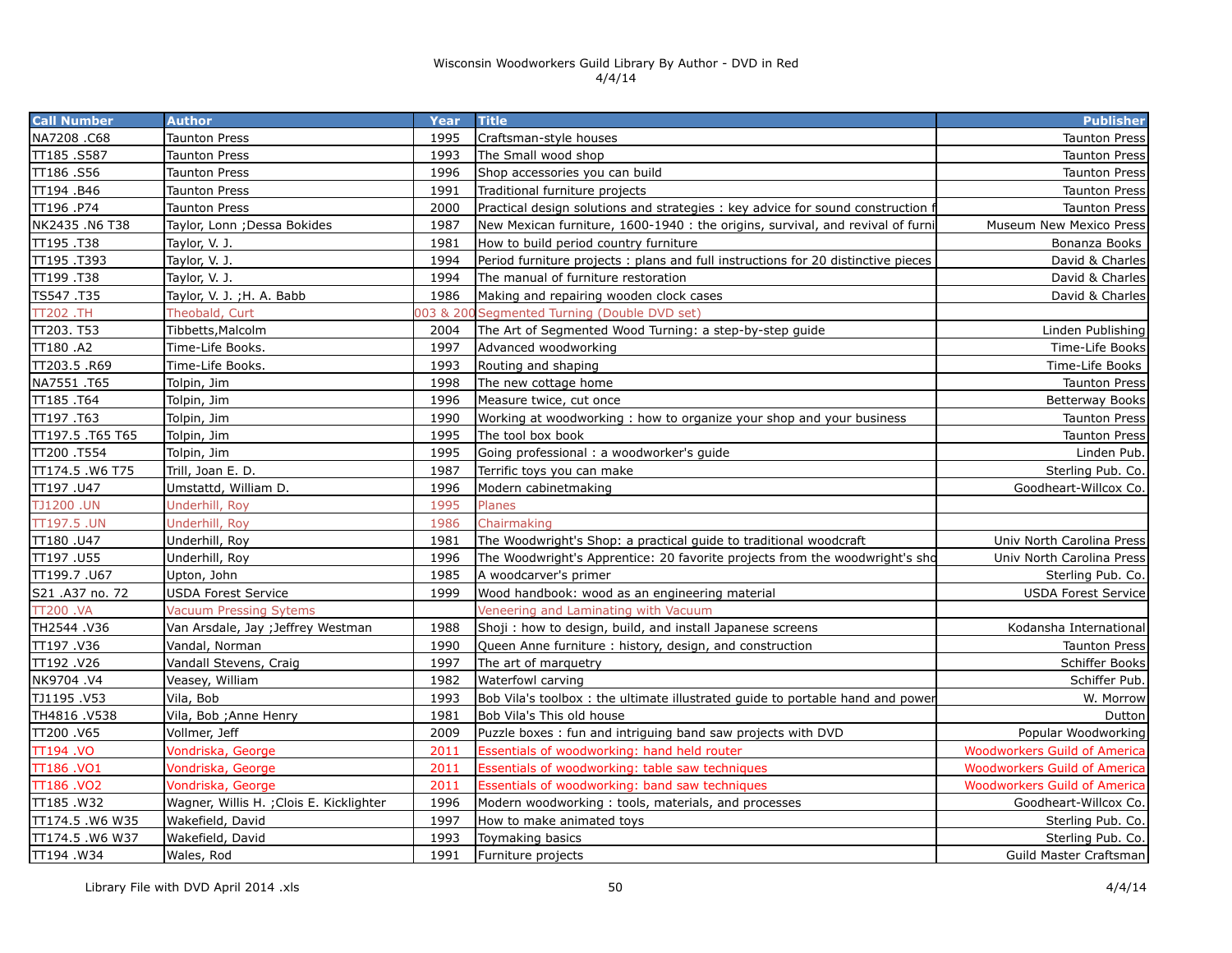Wisconsin Woodworkers Guild Library By Author - DVD in Red
4/4/14

| Call Number | Author | Year | Title | Publisher |
|---|---|---|---|---|
| NA7208 .C68 | Taunton Press | 1995 | Craftsman-style houses | Taunton Press |
| TT185 .S587 | Taunton Press | 1993 | The Small wood shop | Taunton Press |
| TT186 .S56 | Taunton Press | 1996 | Shop accessories you can build | Taunton Press |
| TT194 .B46 | Taunton Press | 1991 | Traditional furniture projects | Taunton Press |
| TT196 .P74 | Taunton Press | 2000 | Practical design solutions and strategies : key advice for sound construction f | Taunton Press |
| NK2435 .N6 T38 | Taylor, Lonn ;Dessa Bokides | 1987 | New Mexican furniture, 1600-1940 : the origins, survival, and revival of furni | Museum New Mexico Press |
| TT195 .T38 | Taylor, V. J. | 1981 | How to build period country furniture | Bonanza Books |
| TT195 .T393 | Taylor, V. J. | 1994 | Period furniture projects : plans and full instructions for 20 distinctive pieces | David & Charles |
| TT199 .T38 | Taylor, V. J. | 1994 | The manual of furniture restoration | David & Charles |
| TS547 .T35 | Taylor, V. J. ;H. A. Babb | 1986 | Making and repairing wooden clock cases | David & Charles |
| TT202 .TH | Theobald, Curt | 003 & 200 | Segmented Turning (Double DVD set) | |
| TT203. T53 | Tibbetts,Malcolm | 2004 | The Art of Segmented Wood Turning: a step-by-step guide | Linden Publishing |
| TT180 .A2 | Time-Life Books. | 1997 | Advanced woodworking | Time-Life Books |
| TT203.5 .R69 | Time-Life Books. | 1993 | Routing and shaping | Time-Life Books |
| NA7551 .T65 | Tolpin, Jim | 1998 | The new cottage home | Taunton Press |
| TT185 .T64 | Tolpin, Jim | 1996 | Measure twice, cut once | Betterway Books |
| TT197 .T63 | Tolpin, Jim | 1990 | Working at woodworking : how to organize your shop and your business | Taunton Press |
| TT197.5 .T65 T65 | Tolpin, Jim | 1995 | The tool box book | Taunton Press |
| TT200 .T554 | Tolpin, Jim | 1995 | Going professional : a woodworker's guide | Linden Pub. |
| TT174.5 .W6 T75 | Trill, Joan E. D. | 1987 | Terrific toys you can make | Sterling Pub. Co. |
| TT197 .U47 | Umstattd, William D. | 1996 | Modern cabinetmaking | Goodheart-Willcox Co. |
| TJ1200 .UN | Underhill, Roy | 1995 | Planes | |
| TT197.5 .UN | Underhill, Roy | 1986 | Chairmaking | |
| TT180 .U47 | Underhill, Roy | 1981 | The Woodwright's Shop: a practical guide to traditional woodcraft | Univ North Carolina Press |
| TT197 .U55 | Underhill, Roy | 1996 | The Woodwright's Apprentice: 20 favorite projects from the woodwright's sho | Univ North Carolina Press |
| TT199.7 .U67 | Upton, John | 1985 | A woodcarver's primer | Sterling Pub. Co. |
| S21 .A37 no. 72 | USDA Forest Service | 1999 | Wood handbook: wood as an engineering material | USDA Forest Service |
| TT200 .VA | Vacuum Pressing Sytems | | Veneering and Laminating with Vacuum | |
| TH2544 .V36 | Van Arsdale, Jay ;Jeffrey Westman | 1988 | Shoji : how to design, build, and install Japanese screens | Kodansha International |
| TT197 .V36 | Vandal, Norman | 1990 | Queen Anne furniture : history, design, and construction | Taunton Press |
| TT192 .V26 | Vandall Stevens, Craig | 1997 | The art of marquetry | Schiffer Books |
| NK9704 .V4 | Veasey, William | 1982 | Waterfowl carving | Schiffer Pub. |
| TJ1195 .V53 | Vila, Bob | 1993 | Bob Vila's toolbox : the ultimate illustrated guide to portable hand and power | W. Morrow |
| TH4816 .V538 | Vila, Bob ;Anne Henry | 1981 | Bob Vila's This old house | Dutton |
| TT200 .V65 | Vollmer, Jeff | 2009 | Puzzle boxes : fun and intriguing band saw projects with DVD | Popular Woodworking |
| TT194 .VO | Vondriska, George | 2011 | Essentials of woodworking: hand held router | Woodworkers Guild of America |
| TT186 .VO1 | Vondriska, George | 2011 | Essentials of woodworking: table saw techniques | Woodworkers Guild of America |
| TT186 .VO2 | Vondriska, George | 2011 | Essentials of woodworking: band saw techniques | Woodworkers Guild of America |
| TT185 .W32 | Wagner, Willis H. ;Clois E. Kicklighter | 1996 | Modern woodworking : tools, materials, and processes | Goodheart-Willcox Co. |
| TT174.5 .W6 W35 | Wakefield, David | 1997 | How to make animated toys | Sterling Pub. Co. |
| TT174.5 .W6 W37 | Wakefield, David | 1993 | Toymaking basics | Sterling Pub. Co. |
| TT194 .W34 | Wales, Rod | 1991 | Furniture projects | Guild Master Craftsman |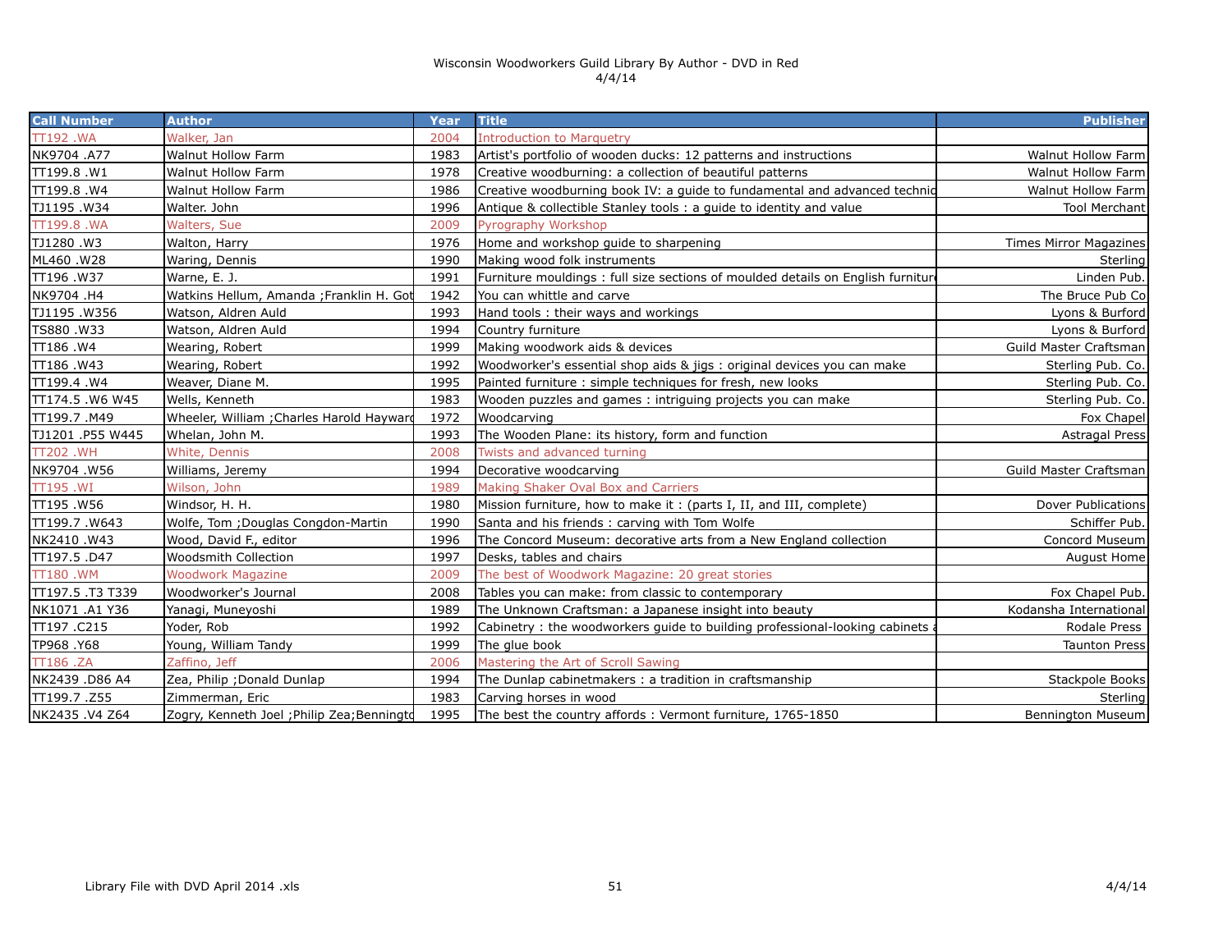Wisconsin Woodworkers Guild Library By Author - DVD in Red
4/4/14

| Call Number | Author | Year | Title | Publisher |
|---|---|---|---|---|
| TT192 .WA | Walker, Jan | 2004 | Introduction to Marquetry | |
| NK9704 .A77 | Walnut Hollow Farm | 1983 | Artist's portfolio of wooden ducks: 12 patterns and instructions | Walnut Hollow Farm |
| TT199.8 .W1 | Walnut Hollow Farm | 1978 | Creative woodburning: a collection of beautiful patterns | Walnut Hollow Farm |
| TT199.8 .W4 | Walnut Hollow Farm | 1986 | Creative woodburning book IV: a guide to fundamental and advanced technic | Walnut Hollow Farm |
| TJ1195 .W34 | Walter. John | 1996 | Antique & collectible Stanley tools : a guide to identity and value | Tool Merchant |
| TT199.8 .WA | Walters, Sue | 2009 | Pyrography Workshop | |
| TJ1280 .W3 | Walton, Harry | 1976 | Home and workshop guide to sharpening | Times Mirror Magazines |
| ML460 .W28 | Waring, Dennis | 1990 | Making wood folk instruments | Sterling |
| TT196 .W37 | Warne, E. J. | 1991 | Furniture mouldings : full size sections of moulded details on English furnitur | Linden Pub. |
| NK9704 .H4 | Watkins Hellum, Amanda ;Franklin H. Got | 1942 | You can whittle and carve | The Bruce Pub Co |
| TJ1195 .W356 | Watson, Aldren Auld | 1993 | Hand tools : their ways and workings | Lyons & Burford |
| TS880 .W33 | Watson, Aldren Auld | 1994 | Country furniture | Lyons & Burford |
| TT186 .W4 | Wearing, Robert | 1999 | Making woodwork aids & devices | Guild Master Craftsman |
| TT186 .W43 | Wearing, Robert | 1992 | Woodworker's essential shop aids & jigs : original devices you can make | Sterling Pub. Co. |
| TT199.4 .W4 | Weaver, Diane M. | 1995 | Painted furniture : simple techniques for fresh, new looks | Sterling Pub. Co. |
| TT174.5 .W6 W45 | Wells, Kenneth | 1983 | Wooden puzzles and games : intriguing projects you can make | Sterling Pub. Co. |
| TT199.7 .M49 | Wheeler, William ;Charles Harold Haywar | 1972 | Woodcarving | Fox Chapel |
| TJ1201 .P55 W445 | Whelan, John M. | 1993 | The Wooden Plane: its history, form and function | Astragal Press |
| TT202 .WH | White, Dennis | 2008 | Twists and advanced turning | |
| NK9704 .W56 | Williams, Jeremy | 1994 | Decorative woodcarving | Guild Master Craftsman |
| TT195 .WI | Wilson, John | 1989 | Making Shaker Oval Box and Carriers | |
| TT195 .W56 | Windsor, H. H. | 1980 | Mission furniture, how to make it : (parts I, II, and III, complete) | Dover Publications |
| TT199.7 .W643 | Wolfe, Tom ;Douglas Congdon-Martin | 1990 | Santa and his friends : carving with Tom Wolfe | Schiffer Pub. |
| NK2410 .W43 | Wood, David F., editor | 1996 | The Concord Museum: decorative arts from a New England collection | Concord Museum |
| TT197.5 .D47 | Woodsmith Collection | 1997 | Desks, tables and chairs | August Home |
| TT180 .WM | Woodwork Magazine | 2009 | The best of Woodwork Magazine: 20 great stories | |
| TT197.5 .T3 T339 | Woodworker's Journal | 2008 | Tables you can make: from classic to contemporary | Fox Chapel Pub. |
| NK1071 .A1 Y36 | Yanagi, Muneyoshi | 1989 | The Unknown Craftsman: a Japanese insight into beauty | Kodansha International |
| TT197 .C215 | Yoder, Rob | 1992 | Cabinetry : the woodworkers guide to building professional-looking cabinets | Rodale Press |
| TP968 .Y68 | Young, William Tandy | 1999 | The glue book | Taunton Press |
| TT186 .ZA | Zaffino, Jeff | 2006 | Mastering the Art of Scroll Sawing | |
| NK2439 .D86 A4 | Zea, Philip ;Donald Dunlap | 1994 | The Dunlap cabinetmakers : a tradition in craftsmanship | Stackpole Books |
| TT199.7 .Z55 | Zimmerman, Eric | 1983 | Carving horses in wood | Sterling |
| NK2435 .V4 Z64 | Zogry, Kenneth Joel ;Philip Zea;Benningto | 1995 | The best the country affords : Vermont furniture, 1765-1850 | Bennington Museum |